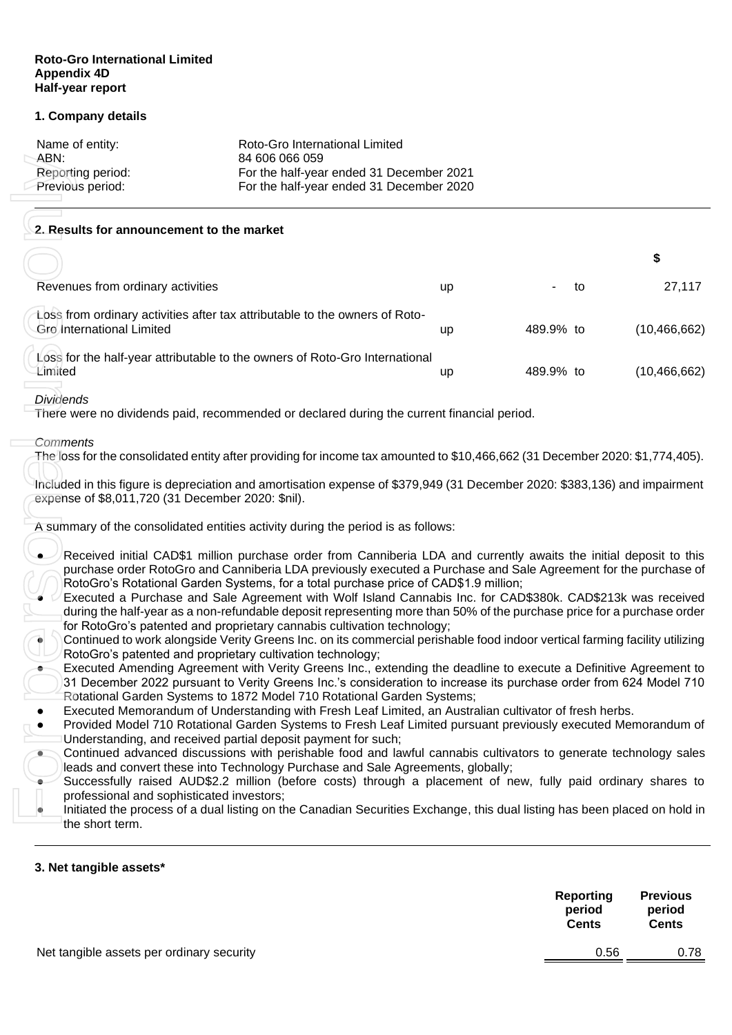**Roto-Gro International Limited**
**Appendix 4D**
**Half-year report**

## 1. Company details

| | |
|---|---|
| Name of entity: | Roto-Gro International Limited |
| ABN: | 84 606 066 059 |
| Reporting period: | For the half-year ended 31 December 2021 |
| Previous period: | For the half-year ended 31 December 2020 |

## 2. Results for announcement to the market

| | | | | $ |
|---|---|---|---|---|
| Revenues from ordinary activities | up | - | to | 27,117 |
| Loss from ordinary activities after tax attributable to the owners of Roto-Gro International Limited | up | 489.9% | to | (10,466,662) |
| Loss for the half-year attributable to the owners of Roto-Gro International Limited | up | 489.9% | to | (10,466,662) |

*Dividends*
There were no dividends paid, recommended or declared during the current financial period.

*Comments*
The loss for the consolidated entity after providing for income tax amounted to $10,466,662 (31 December 2020: $1,774,405).

Included in this figure is depreciation and amortisation expense of $379,949 (31 December 2020: $383,136) and impairment expense of $8,011,720 (31 December 2020: $nil).

A summary of the consolidated entities activity during the period is as follows:

- Received initial CAD$1 million purchase order from Canniberia LDA and currently awaits the initial deposit to this purchase order RotoGro and Canniberia LDA previously executed a Purchase and Sale Agreement for the purchase of RotoGro's Rotational Garden Systems, for a total purchase price of CAD$1.9 million;
- Executed a Purchase and Sale Agreement with Wolf Island Cannabis Inc. for CAD$380k. CAD$213k was received during the half-year as a non-refundable deposit representing more than 50% of the purchase price for a purchase order for RotoGro's patented and proprietary cannabis cultivation technology;
- Continued to work alongside Verity Greens Inc. on its commercial perishable food indoor vertical farming facility utilizing RotoGro's patented and proprietary cultivation technology;
- Executed Amending Agreement with Verity Greens Inc., extending the deadline to execute a Definitive Agreement to 31 December 2022 pursuant to Verity Greens Inc.'s consideration to increase its purchase order from 624 Model 710 Rotational Garden Systems to 1872 Model 710 Rotational Garden Systems;
- Executed Memorandum of Understanding with Fresh Leaf Limited, an Australian cultivator of fresh herbs.
- Provided Model 710 Rotational Garden Systems to Fresh Leaf Limited pursuant previously executed Memorandum of Understanding, and received partial deposit payment for such;
- Continued advanced discussions with perishable food and lawful cannabis cultivators to generate technology sales leads and convert these into Technology Purchase and Sale Agreements, globally;
- Successfully raised AUD$2.2 million (before costs) through a placement of new, fully paid ordinary shares to professional and sophisticated investors;
- Initiated the process of a dual listing on the Canadian Securities Exchange, this dual listing has been placed on hold in the short term.

## 3. Net tangible assets*

| | Reporting period Cents | Previous period Cents |
|---|---|---|
| Net tangible assets per ordinary security | 0.56 | 0.78 |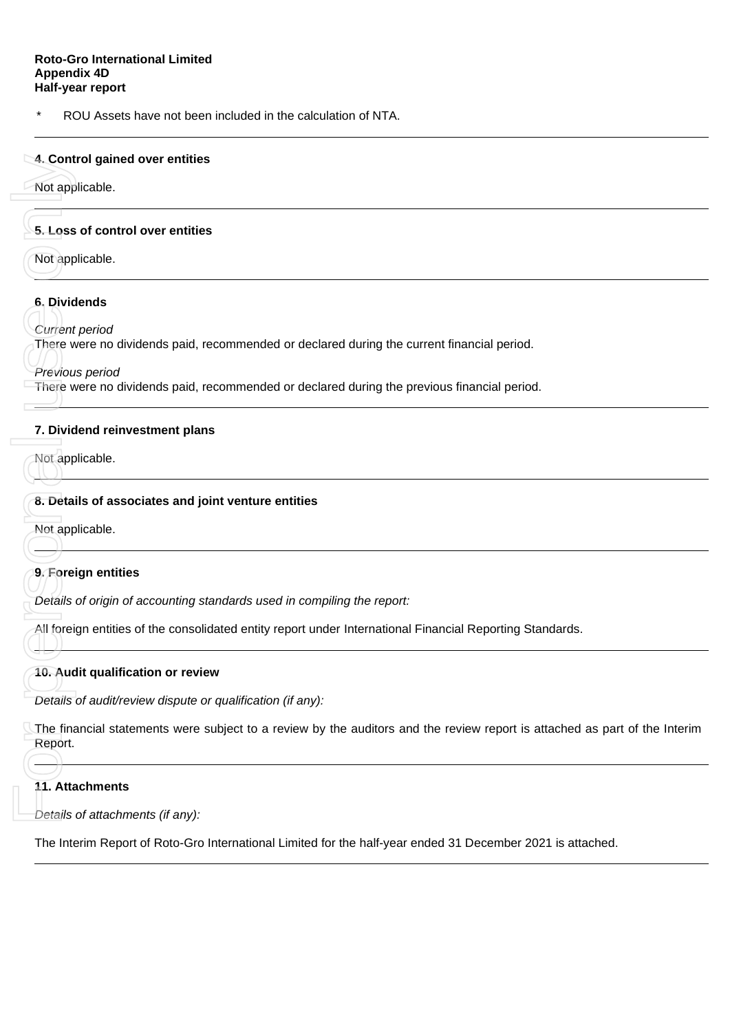\*   ROU Assets have not been included in the calculation of NTA.

---

**4. Control gained over entities**

Not applicable.

---

**5. Loss of control over entities**

Not applicable.

---

**6. Dividends**

*Current period*
There were no dividends paid, recommended or declared during the current financial period.

*Previous period*
There were no dividends paid, recommended or declared during the previous financial period.

---

**7. Dividend reinvestment plans**

Not applicable.

---

**8. Details of associates and joint venture entities**

Not applicable.

---

**9. Foreign entities**

*Details of origin of accounting standards used in compiling the report:*

All foreign entities of the consolidated entity report under International Financial Reporting Standards.

---

**10. Audit qualification or review**

*Details of audit/review dispute or qualification (if any):*

The financial statements were subject to a review by the auditors and the review report is attached as part of the Interim Report.

---

**11. Attachments**

*Details of attachments (if any):*

The Interim Report of Roto-Gro International Limited for the half-year ended 31 December 2021 is attached.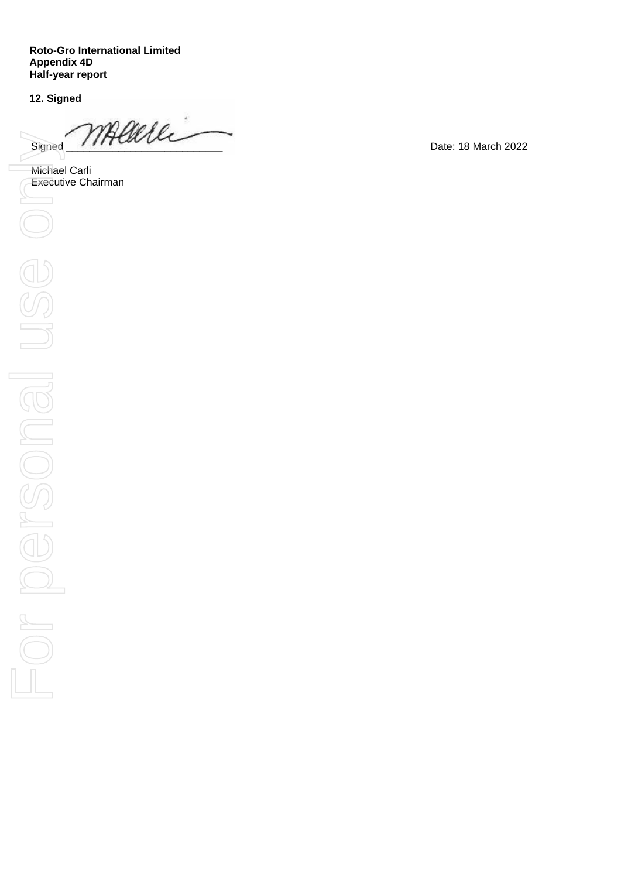**Roto-Gro International Limited**
**Appendix 4D**
**Half-year report**

**12. Signed**

Signed ___________________________ Date: 18 March 2022

Michael Carli
Executive Chairman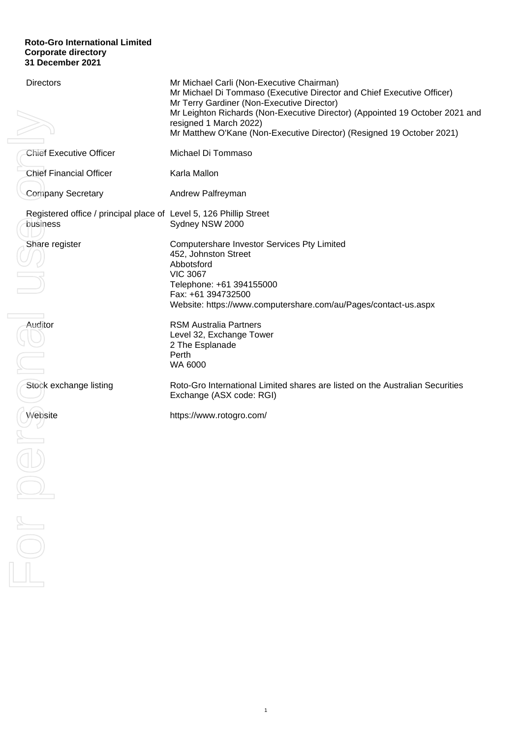**Roto-Gro International Limited**
**Corporate directory**
**31 December 2021**

| | |
|---|---|
| Directors | Mr Michael Carli (Non-Executive Chairman)<br>Mr Michael Di Tommaso (Executive Director and Chief Executive Officer)<br>Mr Terry Gardiner (Non-Executive Director)<br>Mr Leighton Richards (Non-Executive Director) (Appointed 19 October 2021 and resigned 1 March 2022)<br>Mr Matthew O'Kane (Non-Executive Director) (Resigned 19 October 2021) |
| Chief Executive Officer | Michael Di Tommaso |
| Chief Financial Officer | Karla Mallon |
| Company Secretary | Andrew Palfreyman |
| Registered office / principal place of business | Level 5, 126 Phillip Street<br>Sydney NSW 2000 |
| Share register | Computershare Investor Services Pty Limited<br>452, Johnston Street<br>Abbotsford<br>VIC 3067<br>Telephone: +61 394155000<br>Fax: +61 394732500<br>Website: https://www.computershare.com/au/Pages/contact-us.aspx |
| Auditor | RSM Australia Partners<br>Level 32, Exchange Tower<br>2 The Esplanade<br>Perth<br>WA 6000 |
| Stock exchange listing | Roto-Gro International Limited shares are listed on the Australian Securities Exchange (ASX code: RGI) |
| Website | https://www.rotogro.com/ |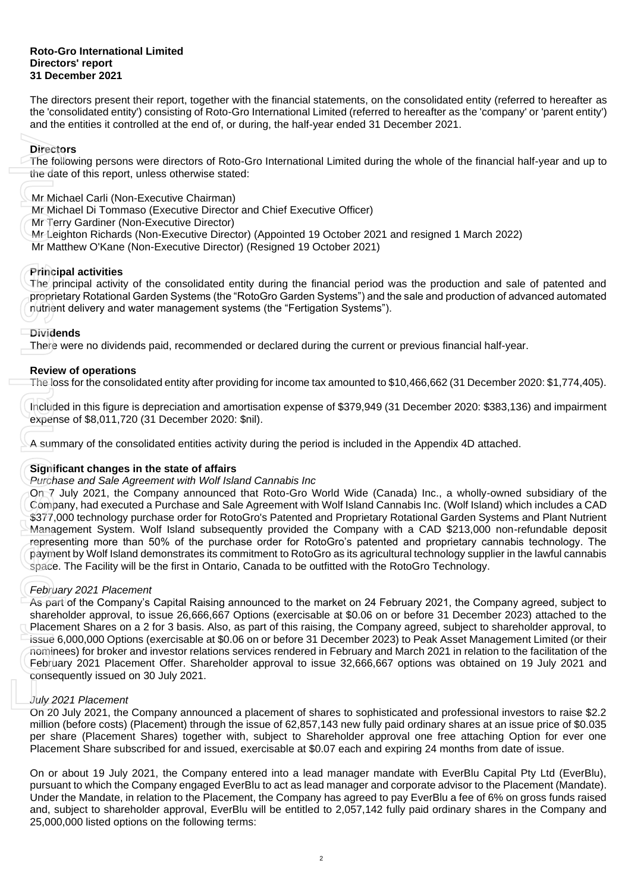**Roto-Gro International Limited**
**Directors' report**
**31 December 2021**

The directors present their report, together with the financial statements, on the consolidated entity (referred to hereafter as the 'consolidated entity') consisting of Roto-Gro International Limited (referred to hereafter as the 'company' or 'parent entity') and the entities it controlled at the end of, or during, the half-year ended 31 December 2021.

**Directors**

The following persons were directors of Roto-Gro International Limited during the whole of the financial half-year and up to the date of this report, unless otherwise stated:

Mr Michael Carli (Non-Executive Chairman)
Mr Michael Di Tommaso (Executive Director and Chief Executive Officer)
Mr Terry Gardiner (Non-Executive Director)
Mr Leighton Richards (Non-Executive Director) (Appointed 19 October 2021 and resigned 1 March 2022)
Mr Matthew O'Kane (Non-Executive Director) (Resigned 19 October 2021)

**Principal activities**

The principal activity of the consolidated entity during the financial period was the production and sale of patented and proprietary Rotational Garden Systems (the "RotoGro Garden Systems") and the sale and production of advanced automated nutrient delivery and water management systems (the "Fertigation Systems").

**Dividends**

There were no dividends paid, recommended or declared during the current or previous financial half-year.

**Review of operations**

The loss for the consolidated entity after providing for income tax amounted to \$10,466,662 (31 December 2020: \$1,774,405).

Included in this figure is depreciation and amortisation expense of \$379,949 (31 December 2020: \$383,136) and impairment expense of \$8,011,720 (31 December 2020: \$nil).

A summary of the consolidated entities activity during the period is included in the Appendix 4D attached.

**Significant changes in the state of affairs**

*Purchase and Sale Agreement with Wolf Island Cannabis Inc*

On 7 July 2021, the Company announced that Roto-Gro World Wide (Canada) Inc., a wholly-owned subsidiary of the Company, had executed a Purchase and Sale Agreement with Wolf Island Cannabis Inc. (Wolf Island) which includes a CAD \$377,000 technology purchase order for RotoGro's Patented and Proprietary Rotational Garden Systems and Plant Nutrient Management System. Wolf Island subsequently provided the Company with a CAD \$213,000 non-refundable deposit representing more than 50% of the purchase order for RotoGro's patented and proprietary cannabis technology. The payment by Wolf Island demonstrates its commitment to RotoGro as its agricultural technology supplier in the lawful cannabis space. The Facility will be the first in Ontario, Canada to be outfitted with the RotoGro Technology.

*February 2021 Placement*

As part of the Company's Capital Raising announced to the market on 24 February 2021, the Company agreed, subject to shareholder approval, to issue 26,666,667 Options (exercisable at \$0.06 on or before 31 December 2023) attached to the Placement Shares on a 2 for 3 basis. Also, as part of this raising, the Company agreed, subject to shareholder approval, to issue 6,000,000 Options (exercisable at \$0.06 on or before 31 December 2023) to Peak Asset Management Limited (or their nominees) for broker and investor relations services rendered in February and March 2021 in relation to the facilitation of the February 2021 Placement Offer. Shareholder approval to issue 32,666,667 options was obtained on 19 July 2021 and consequently issued on 30 July 2021.

*July 2021 Placement*

On 20 July 2021, the Company announced a placement of shares to sophisticated and professional investors to raise \$2.2 million (before costs) (Placement) through the issue of 62,857,143 new fully paid ordinary shares at an issue price of \$0.035 per share (Placement Shares) together with, subject to Shareholder approval one free attaching Option for ever one Placement Share subscribed for and issued, exercisable at \$0.07 each and expiring 24 months from date of issue.

On or about 19 July 2021, the Company entered into a lead manager mandate with EverBlu Capital Pty Ltd (EverBlu), pursuant to which the Company engaged EverBlu to act as lead manager and corporate advisor to the Placement (Mandate). Under the Mandate, in relation to the Placement, the Company has agreed to pay EverBlu a fee of 6% on gross funds raised and, subject to shareholder approval, EverBlu will be entitled to 2,057,142 fully paid ordinary shares in the Company and 25,000,000 listed options on the following terms: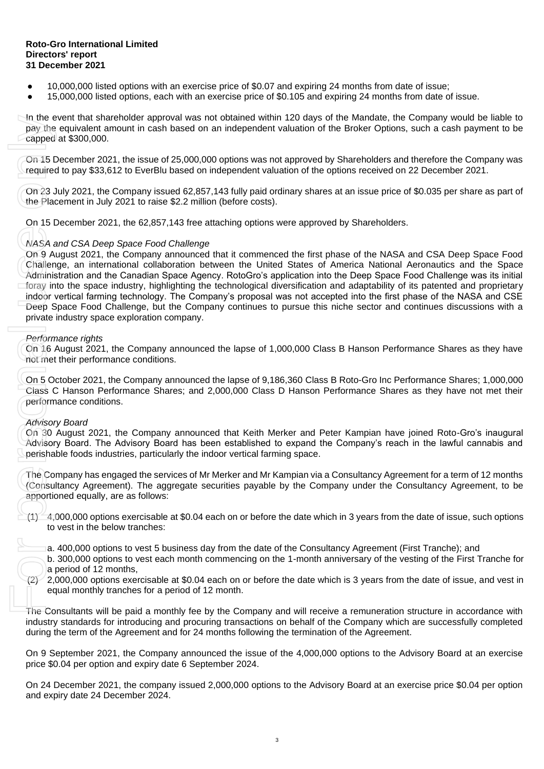- 10,000,000 listed options with an exercise price of $0.07 and expiring 24 months from date of issue;
- 15,000,000 listed options, each with an exercise price of $0.105 and expiring 24 months from date of issue.

In the event that shareholder approval was not obtained within 120 days of the Mandate, the Company would be liable to pay the equivalent amount in cash based on an independent valuation of the Broker Options, such a cash payment to be capped at $300,000.

On 15 December 2021, the issue of 25,000,000 options was not approved by Shareholders and therefore the Company was required to pay $33,612 to EverBlu based on independent valuation of the options received on 22 December 2021.

On 23 July 2021, the Company issued 62,857,143 fully paid ordinary shares at an issue price of $0.035 per share as part of the Placement in July 2021 to raise $2.2 million (before costs).

On 15 December 2021, the 62,857,143 free attaching options were approved by Shareholders.

*NASA and CSA Deep Space Food Challenge*
On 9 August 2021, the Company announced that it commenced the first phase of the NASA and CSA Deep Space Food Challenge, an international collaboration between the United States of America National Aeronautics and the Space Administration and the Canadian Space Agency. RotoGro's application into the Deep Space Food Challenge was its initial foray into the space industry, highlighting the technological diversification and adaptability of its patented and proprietary indoor vertical farming technology. The Company's proposal was not accepted into the first phase of the NASA and CSE Deep Space Food Challenge, but the Company continues to pursue this niche sector and continues discussions with a private industry space exploration company.

*Performance rights*
On 16 August 2021, the Company announced the lapse of 1,000,000 Class B Hanson Performance Shares as they have not met their performance conditions.

On 5 October 2021, the Company announced the lapse of 9,186,360 Class B Roto-Gro Inc Performance Shares; 1,000,000 Class C Hanson Performance Shares; and 2,000,000 Class D Hanson Performance Shares as they have not met their performance conditions.

*Advisory Board*
On 30 August 2021, the Company announced that Keith Merker and Peter Kampian have joined Roto-Gro's inaugural Advisory Board. The Advisory Board has been established to expand the Company's reach in the lawful cannabis and perishable foods industries, particularly the indoor vertical farming space.

The Company has engaged the services of Mr Merker and Mr Kampian via a Consultancy Agreement for a term of 12 months (Consultancy Agreement). The aggregate securities payable by the Company under the Consultancy Agreement, to be apportioned equally, are as follows:

(1) 4,000,000 options exercisable at $0.04 each on or before the date which in 3 years from the date of issue, such options to vest in the below tranches:

   a. 400,000 options to vest 5 business day from the date of the Consultancy Agreement (First Tranche); and
   b. 300,000 options to vest each month commencing on the 1-month anniversary of the vesting of the First Tranche for a period of 12 months,

(2) 2,000,000 options exercisable at $0.04 each on or before the date which is 3 years from the date of issue, and vest in equal monthly tranches for a period of 12 month.

The Consultants will be paid a monthly fee by the Company and will receive a remuneration structure in accordance with industry standards for introducing and procuring transactions on behalf of the Company which are successfully completed during the term of the Agreement and for 24 months following the termination of the Agreement.

On 9 September 2021, the Company announced the issue of the 4,000,000 options to the Advisory Board at an exercise price $0.04 per option and expiry date 6 September 2024.

On 24 December 2021, the company issued 2,000,000 options to the Advisory Board at an exercise price $0.04 per option and expiry date 24 December 2024.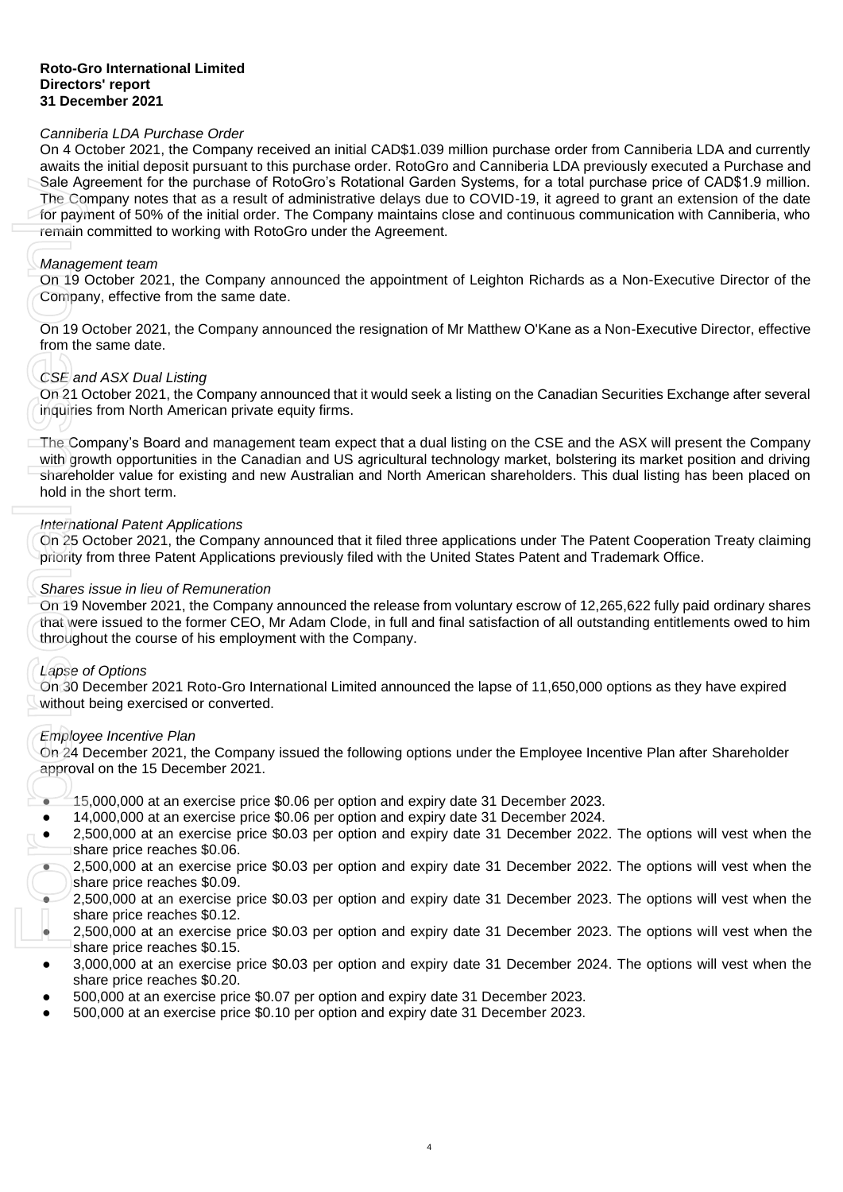**Roto-Gro International Limited**
**Directors' report**
**31 December 2021**

*Canniberia LDA Purchase Order*

On 4 October 2021, the Company received an initial CAD$1.039 million purchase order from Canniberia LDA and currently awaits the initial deposit pursuant to this purchase order. RotoGro and Canniberia LDA previously executed a Purchase and Sale Agreement for the purchase of RotoGro's Rotational Garden Systems, for a total purchase price of CAD$1.9 million. The Company notes that as a result of administrative delays due to COVID-19, it agreed to grant an extension of the date for payment of 50% of the initial order. The Company maintains close and continuous communication with Canniberia, who remain committed to working with RotoGro under the Agreement.

*Management team*

On 19 October 2021, the Company announced the appointment of Leighton Richards as a Non-Executive Director of the Company, effective from the same date.

On 19 October 2021, the Company announced the resignation of Mr Matthew O'Kane as a Non-Executive Director, effective from the same date.

*CSE and ASX Dual Listing*

On 21 October 2021, the Company announced that it would seek a listing on the Canadian Securities Exchange after several inquiries from North American private equity firms.

The Company's Board and management team expect that a dual listing on the CSE and the ASX will present the Company with growth opportunities in the Canadian and US agricultural technology market, bolstering its market position and driving shareholder value for existing and new Australian and North American shareholders. This dual listing has been placed on hold in the short term.

*International Patent Applications*

On 25 October 2021, the Company announced that it filed three applications under The Patent Cooperation Treaty claiming priority from three Patent Applications previously filed with the United States Patent and Trademark Office.

*Shares issue in lieu of Remuneration*

On 19 November 2021, the Company announced the release from voluntary escrow of 12,265,622 fully paid ordinary shares that were issued to the former CEO, Mr Adam Clode, in full and final satisfaction of all outstanding entitlements owed to him throughout the course of his employment with the Company.

*Lapse of Options*

On 30 December 2021 Roto-Gro International Limited announced the lapse of 11,650,000 options as they have expired without being exercised or converted.

*Employee Incentive Plan*

On 24 December 2021, the Company issued the following options under the Employee Incentive Plan after Shareholder approval on the 15 December 2021.

- 15,000,000 at an exercise price $0.06 per option and expiry date 31 December 2023.
- 14,000,000 at an exercise price $0.06 per option and expiry date 31 December 2024.
- 2,500,000 at an exercise price $0.03 per option and expiry date 31 December 2022. The options will vest when the share price reaches $0.06.
- 2,500,000 at an exercise price $0.03 per option and expiry date 31 December 2022. The options will vest when the share price reaches $0.09.
- 2,500,000 at an exercise price $0.03 per option and expiry date 31 December 2023. The options will vest when the share price reaches $0.12.
- 2,500,000 at an exercise price $0.03 per option and expiry date 31 December 2023. The options will vest when the share price reaches $0.15.
- 3,000,000 at an exercise price $0.03 per option and expiry date 31 December 2024. The options will vest when the share price reaches $0.20.
- 500,000 at an exercise price $0.07 per option and expiry date 31 December 2023.
- 500,000 at an exercise price $0.10 per option and expiry date 31 December 2023.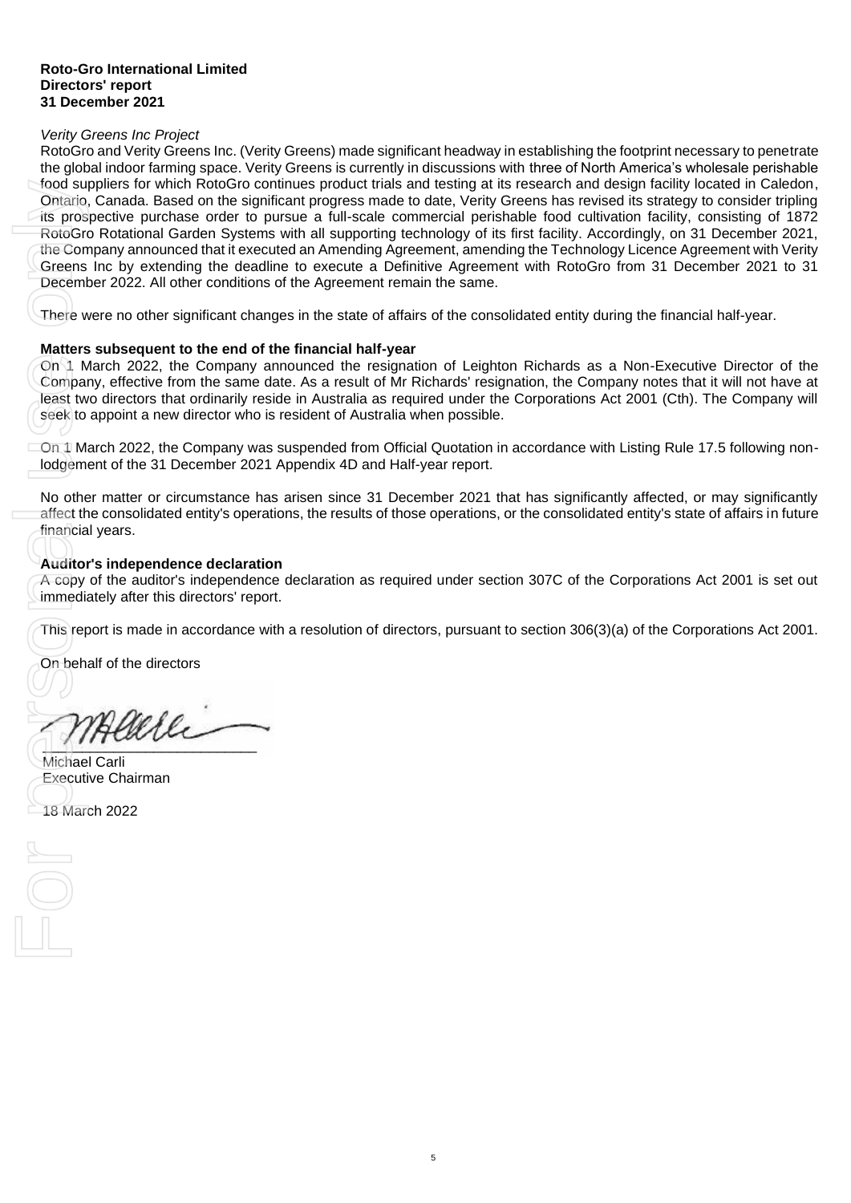**Roto-Gro International Limited**
**Directors' report**
**31 December 2021**

*Verity Greens Inc Project*

RotoGro and Verity Greens Inc. (Verity Greens) made significant headway in establishing the footprint necessary to penetrate the global indoor farming space. Verity Greens is currently in discussions with three of North America's wholesale perishable food suppliers for which RotoGro continues product trials and testing at its research and design facility located in Caledon, Ontario, Canada. Based on the significant progress made to date, Verity Greens has revised its strategy to consider tripling its prospective purchase order to pursue a full-scale commercial perishable food cultivation facility, consisting of 1872 RotoGro Rotational Garden Systems with all supporting technology of its first facility. Accordingly, on 31 December 2021, the Company announced that it executed an Amending Agreement, amending the Technology Licence Agreement with Verity Greens Inc by extending the deadline to execute a Definitive Agreement with RotoGro from 31 December 2021 to 31 December 2022. All other conditions of the Agreement remain the same.

There were no other significant changes in the state of affairs of the consolidated entity during the financial half-year.

**Matters subsequent to the end of the financial half-year**

On 1 March 2022, the Company announced the resignation of Leighton Richards as a Non-Executive Director of the Company, effective from the same date. As a result of Mr Richards' resignation, the Company notes that it will not have at least two directors that ordinarily reside in Australia as required under the Corporations Act 2001 (Cth). The Company will seek to appoint a new director who is resident of Australia when possible.

On 1 March 2022, the Company was suspended from Official Quotation in accordance with Listing Rule 17.5 following non-lodgement of the 31 December 2021 Appendix 4D and Half-year report.

No other matter or circumstance has arisen since 31 December 2021 that has significantly affected, or may significantly affect the consolidated entity's operations, the results of those operations, or the consolidated entity's state of affairs in future financial years.

**Auditor's independence declaration**

A copy of the auditor's independence declaration as required under section 307C of the Corporations Act 2001 is set out immediately after this directors' report.

This report is made in accordance with a resolution of directors, pursuant to section 306(3)(a) of the Corporations Act 2001.

On behalf of the directors

___________________________
Michael Carli
Executive Chairman

18 March 2022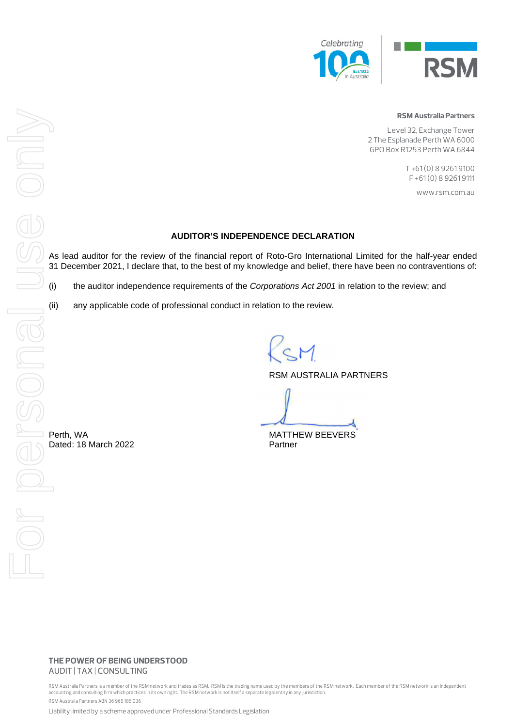**RSM Australia Partners**

Level 32, Exchange Tower
2 The Esplanade Perth WA 6000
GPO Box R1253 Perth WA 6844

T +61 (0) 8 9261 9100
F +61 (0) 8 9261 9111

www.rsm.com.au

## AUDITOR'S INDEPENDENCE DECLARATION

As lead auditor for the review of the financial report of Roto-Gro International Limited for the half-year ended 31 December 2021, I declare that, to the best of my knowledge and belief, there have been no contraventions of:

(i) the auditor independence requirements of the *Corporations Act 2001* in relation to the review; and

(ii) any applicable code of professional conduct in relation to the review.

RSM AUSTRALIA PARTNERS

MATTHEW BEEVERS
Partner

Perth, WA
Dated: 18 March 2022

**THE POWER OF BEING UNDERSTOOD**
AUDIT | TAX | CONSULTING

RSM Australia Partners is a member of the RSM network and trades as RSM. RSM is the trading name used by the members of the RSM network. Each member of the RSM network is an independent accounting and consulting firm which practices in its own right. The RSM network is not itself a separate legal entity in any jurisdiction.

RSM Australia Partners ABN 36 965 185 036

Liability limited by a scheme approved under Professional Standards Legislation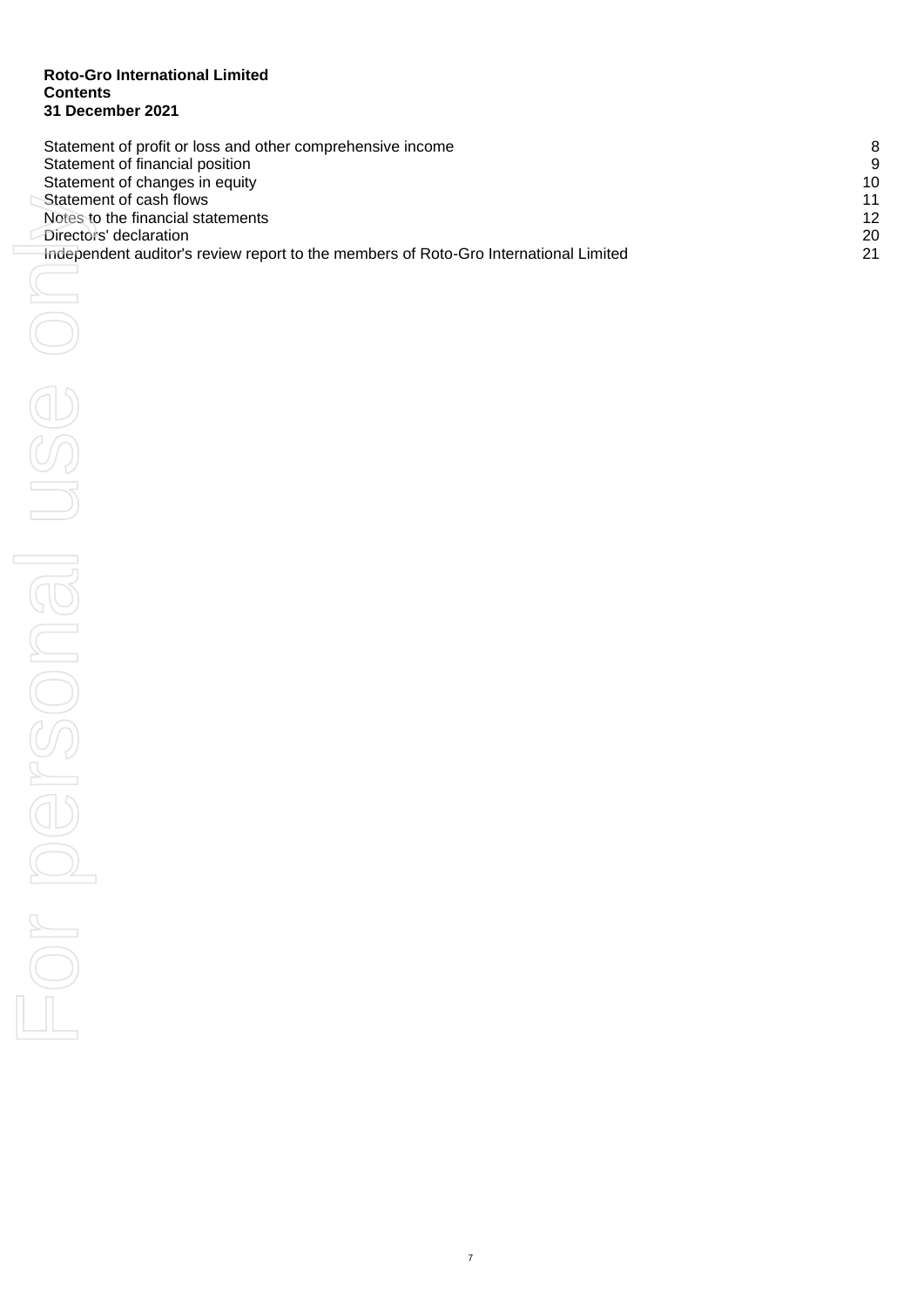**Roto-Gro International Limited**
**Contents**
**31 December 2021**

| | |
|---|---|
| Statement of profit or loss and other comprehensive income | 8 |
| Statement of financial position | 9 |
| Statement of changes in equity | 10 |
| Statement of cash flows | 11 |
| Notes to the financial statements | 12 |
| Directors' declaration | 20 |
| Independent auditor's review report to the members of Roto-Gro International Limited | 21 |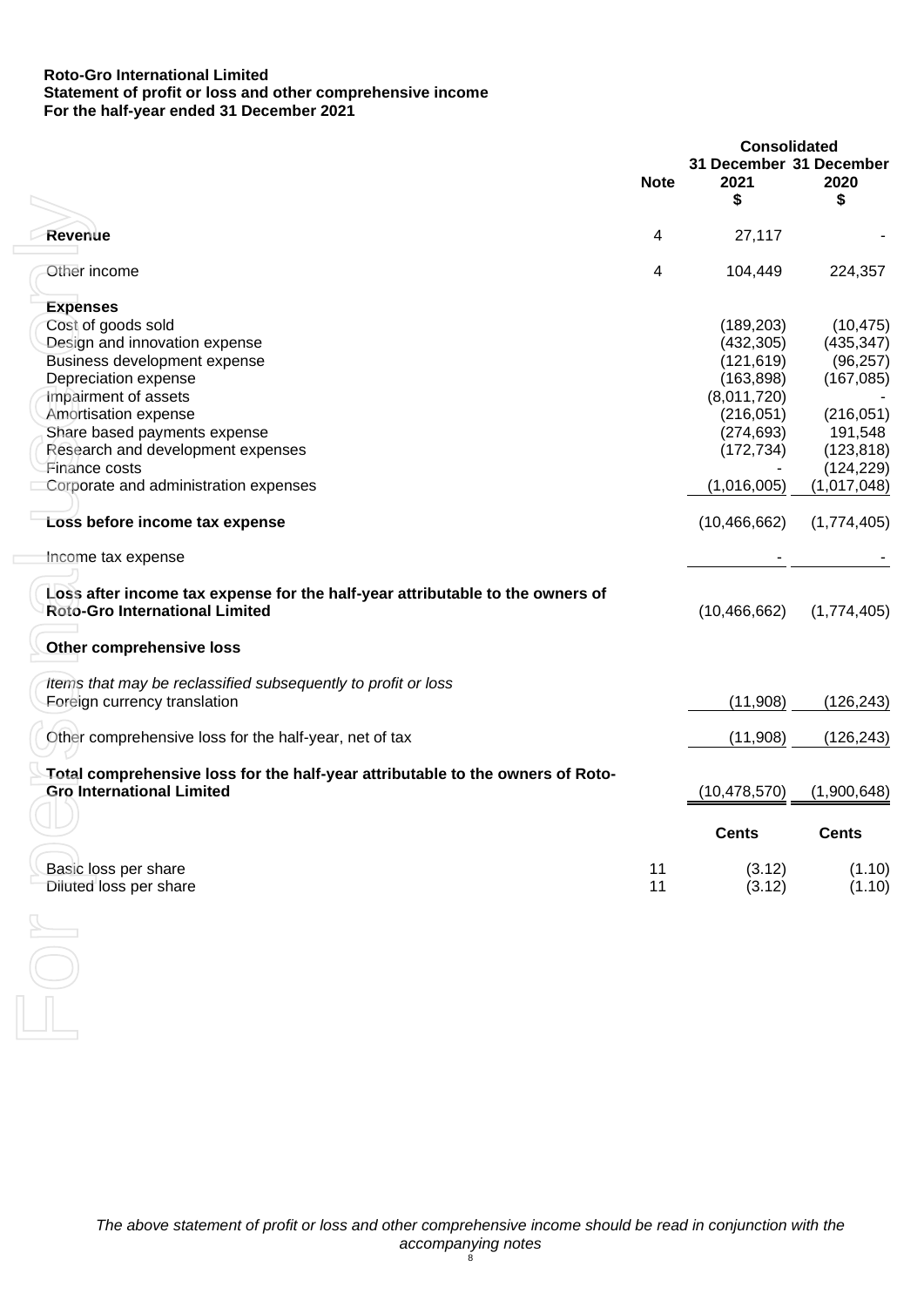**Roto-Gro International Limited**
**Statement of profit or loss and other comprehensive income**
**For the half-year ended 31 December 2021**

| | Note | Consolidated 31 December 2021 $ | Consolidated 31 December 2020 $ |
|---|---|---|---|
| **Revenue** | 4 | 27,117 | - |
| Other income | 4 | 104,449 | 224,357 |
| **Expenses** | | | |
| Cost of goods sold | | (189,203) | (10,475) |
| Design and innovation expense | | (432,305) | (435,347) |
| Business development expense | | (121,619) | (96,257) |
| Depreciation expense | | (163,898) | (167,085) |
| Impairment of assets | | (8,011,720) | - |
| Amortisation expense | | (216,051) | (216,051) |
| Share based payments expense | | (274,693) | 191,548 |
| Research and development expenses | | (172,734) | (123,818) |
| Finance costs | | - | (124,229) |
| Corporate and administration expenses | | (1,016,005) | (1,017,048) |
| **Loss before income tax expense** | | (10,466,662) | (1,774,405) |
| Income tax expense | | - | - |
| **Loss after income tax expense for the half-year attributable to the owners of Roto-Gro International Limited** | | (10,466,662) | (1,774,405) |
| **Other comprehensive loss** | | | |
| *Items that may be reclassified subsequently to profit or loss* | | | |
| Foreign currency translation | | (11,908) | (126,243) |
| Other comprehensive loss for the half-year, net of tax | | (11,908) | (126,243) |
| **Total comprehensive loss for the half-year attributable to the owners of Roto-Gro International Limited** | | (10,478,570) | (1,900,648) |
| | | **Cents** | **Cents** |
| Basic loss per share | 11 | (3.12) | (1.10) |
| Diluted loss per share | 11 | (3.12) | (1.10) |

*The above statement of profit or loss and other comprehensive income should be read in conjunction with the accompanying notes*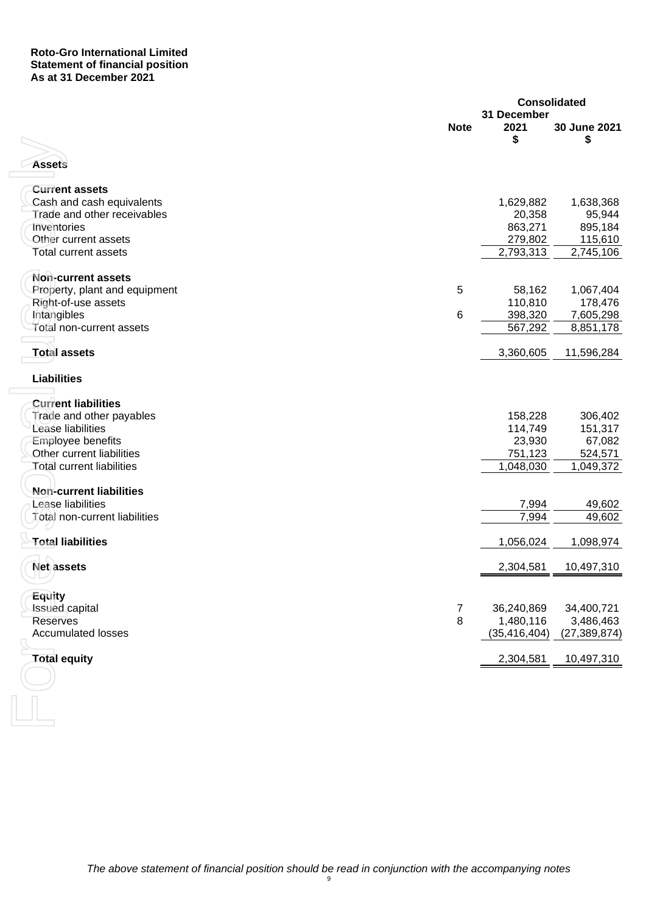**Roto-Gro International Limited**
**Statement of financial position**
**As at 31 December 2021**

| | Note | Consolidated 31 December 2021 $ | 30 June 2021 $ |
|---|---|---|---|
| **Assets** | | | |
| **Current assets** | | | |
| Cash and cash equivalents | | 1,629,882 | 1,638,368 |
| Trade and other receivables | | 20,358 | 95,944 |
| Inventories | | 863,271 | 895,184 |
| Other current assets | | 279,802 | 115,610 |
| Total current assets | | 2,793,313 | 2,745,106 |
| **Non-current assets** | | | |
| Property, plant and equipment | 5 | 58,162 | 1,067,404 |
| Right-of-use assets | | 110,810 | 178,476 |
| Intangibles | 6 | 398,320 | 7,605,298 |
| Total non-current assets | | 567,292 | 8,851,178 |
| **Total assets** | | 3,360,605 | 11,596,284 |
| **Liabilities** | | | |
| **Current liabilities** | | | |
| Trade and other payables | | 158,228 | 306,402 |
| Lease liabilities | | 114,749 | 151,317 |
| Employee benefits | | 23,930 | 67,082 |
| Other current liabilities | | 751,123 | 524,571 |
| Total current liabilities | | 1,048,030 | 1,049,372 |
| **Non-current liabilities** | | | |
| Lease liabilities | | 7,994 | 49,602 |
| Total non-current liabilities | | 7,994 | 49,602 |
| **Total liabilities** | | 1,056,024 | 1,098,974 |
| **Net assets** | | 2,304,581 | 10,497,310 |
| **Equity** | | | |
| Issued capital | 7 | 36,240,869 | 34,400,721 |
| Reserves | 8 | 1,480,116 | 3,486,463 |
| Accumulated losses | | (35,416,404) | (27,389,874) |
| **Total equity** | | 2,304,581 | 10,497,310 |

*The above statement of financial position should be read in conjunction with the accompanying notes*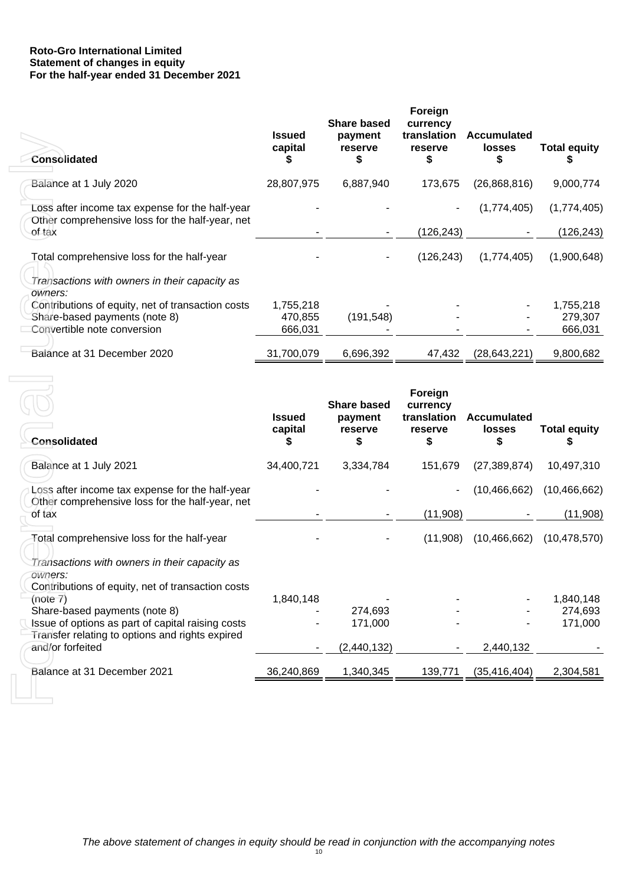**Roto-Gro International Limited**
**Statement of changes in equity**
**For the half-year ended 31 December 2021**

| Consolidated | Issued capital $ | Share based payment reserve $ | Foreign currency translation reserve $ | Accumulated losses $ | Total equity $ |
|---|---|---|---|---|---|
| Balance at 1 July 2020 | 28,807,975 | 6,887,940 | 173,675 | (26,868,816) | 9,000,774 |
| Loss after income tax expense for the half-year | - | - | - | (1,774,405) | (1,774,405) |
| Other comprehensive loss for the half-year, net of tax | - | - | (126,243) | - | (126,243) |
| Total comprehensive loss for the half-year | - | - | (126,243) | (1,774,405) | (1,900,648) |
| *Transactions with owners in their capacity as owners:* | | | | | |
| Contributions of equity, net of transaction costs | 1,755,218 | - | - | - | 1,755,218 |
| Share-based payments (note 8) | 470,855 | (191,548) | - | - | 279,307 |
| Convertible note conversion | 666,031 | - | - | - | 666,031 |
| Balance at 31 December 2020 | 31,700,079 | 6,696,392 | 47,432 | (28,643,221) | 9,800,682 |

| Consolidated | Issued capital $ | Share based payment reserve $ | Foreign currency translation reserve $ | Accumulated losses $ | Total equity $ |
|---|---|---|---|---|---|
| Balance at 1 July 2021 | 34,400,721 | 3,334,784 | 151,679 | (27,389,874) | 10,497,310 |
| Loss after income tax expense for the half-year | - | - | - | (10,466,662) | (10,466,662) |
| Other comprehensive loss for the half-year, net of tax | - | - | (11,908) | - | (11,908) |
| Total comprehensive loss for the half-year | - | - | (11,908) | (10,466,662) | (10,478,570) |
| *Transactions with owners in their capacity as owners:* | | | | | |
| Contributions of equity, net of transaction costs (note 7) | 1,840,148 | - | - | - | 1,840,148 |
| Share-based payments (note 8) | - | 274,693 | - | - | 274,693 |
| Issue of options as part of capital raising costs | - | 171,000 | - | - | 171,000 |
| Transfer relating to options and rights expired and/or forfeited | - | (2,440,132) | - | 2,440,132 | - |
| Balance at 31 December 2021 | 36,240,869 | 1,340,345 | 139,771 | (35,416,404) | 2,304,581 |

*The above statement of changes in equity should be read in conjunction with the accompanying notes*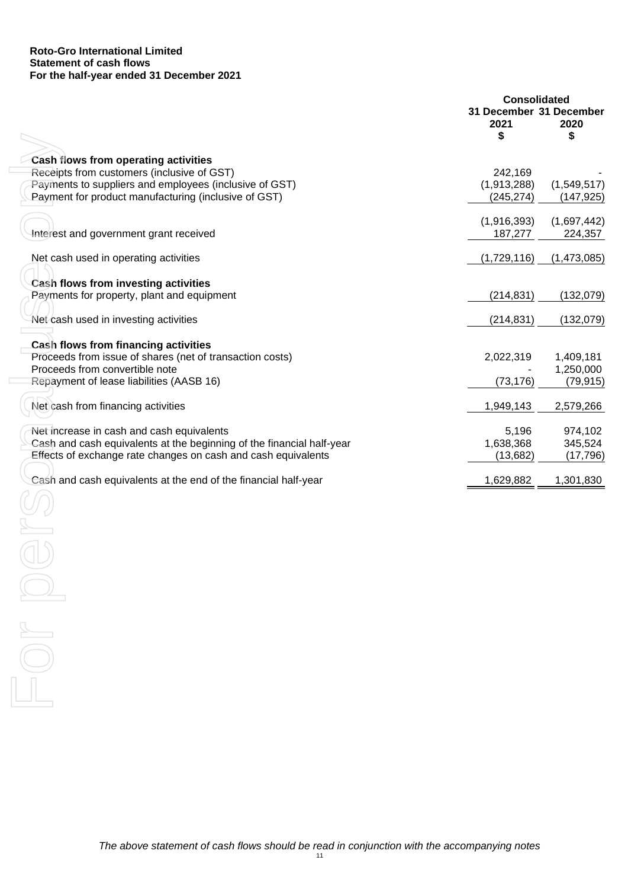**Roto-Gro International Limited**
**Statement of cash flows**
**For the half-year ended 31 December 2021**

| | Consolidated | |
|---|---|---|
| | 31 December 2021 $ | 31 December 2020 $ |
| **Cash flows from operating activities** | | |
| Receipts from customers (inclusive of GST) | 242,169 | - |
| Payments to suppliers and employees (inclusive of GST) | (1,913,288) | (1,549,517) |
| Payment for product manufacturing (inclusive of GST) | (245,274) | (147,925) |
| | (1,916,393) | (1,697,442) |
| Interest and government grant received | 187,277 | 224,357 |
| Net cash used in operating activities | (1,729,116) | (1,473,085) |
| **Cash flows from investing activities** | | |
| Payments for property, plant and equipment | (214,831) | (132,079) |
| Net cash used in investing activities | (214,831) | (132,079) |
| **Cash flows from financing activities** | | |
| Proceeds from issue of shares (net of transaction costs) | 2,022,319 | 1,409,181 |
| Proceeds from convertible note | - | 1,250,000 |
| Repayment of lease liabilities (AASB 16) | (73,176) | (79,915) |
| Net cash from financing activities | 1,949,143 | 2,579,266 |
| Net increase in cash and cash equivalents | 5,196 | 974,102 |
| Cash and cash equivalents at the beginning of the financial half-year | 1,638,368 | 345,524 |
| Effects of exchange rate changes on cash and cash equivalents | (13,682) | (17,796) |
| Cash and cash equivalents at the end of the financial half-year | 1,629,882 | 1,301,830 |

*The above statement of cash flows should be read in conjunction with the accompanying notes*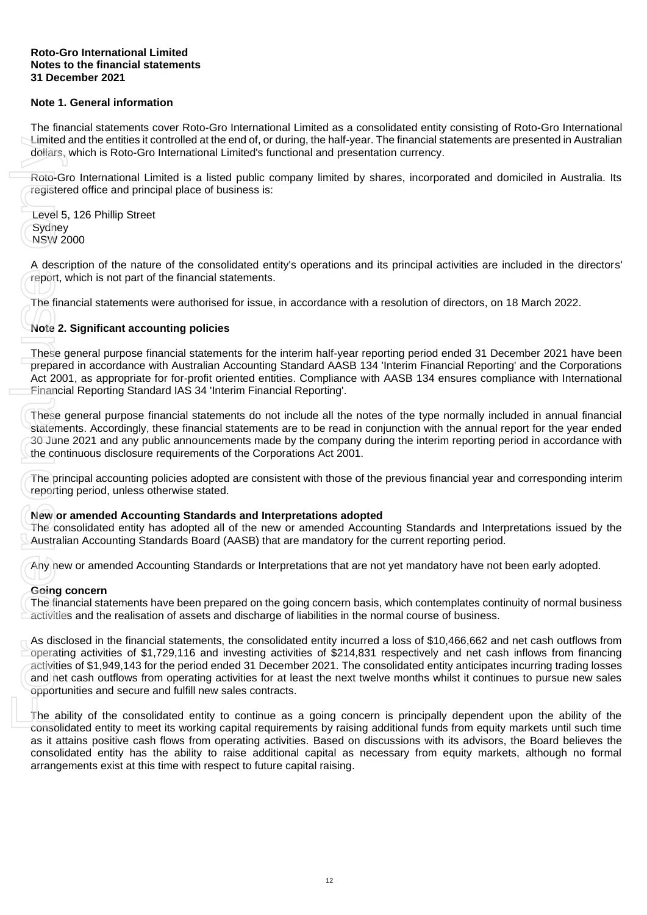**Roto-Gro International Limited**
**Notes to the financial statements**
**31 December 2021**

## Note 1. General information

The financial statements cover Roto-Gro International Limited as a consolidated entity consisting of Roto-Gro International Limited and the entities it controlled at the end of, or during, the half-year. The financial statements are presented in Australian dollars, which is Roto-Gro International Limited's functional and presentation currency.

Roto-Gro International Limited is a listed public company limited by shares, incorporated and domiciled in Australia. Its registered office and principal place of business is:

Level 5, 126 Phillip Street
Sydney
NSW 2000

A description of the nature of the consolidated entity's operations and its principal activities are included in the directors' report, which is not part of the financial statements.

The financial statements were authorised for issue, in accordance with a resolution of directors, on 18 March 2022.

## Note 2. Significant accounting policies

These general purpose financial statements for the interim half-year reporting period ended 31 December 2021 have been prepared in accordance with Australian Accounting Standard AASB 134 'Interim Financial Reporting' and the Corporations Act 2001, as appropriate for for-profit oriented entities. Compliance with AASB 134 ensures compliance with International Financial Reporting Standard IAS 34 'Interim Financial Reporting'.

These general purpose financial statements do not include all the notes of the type normally included in annual financial statements. Accordingly, these financial statements are to be read in conjunction with the annual report for the year ended 30 June 2021 and any public announcements made by the company during the interim reporting period in accordance with the continuous disclosure requirements of the Corporations Act 2001.

The principal accounting policies adopted are consistent with those of the previous financial year and corresponding interim reporting period, unless otherwise stated.

**New or amended Accounting Standards and Interpretations adopted**
The consolidated entity has adopted all of the new or amended Accounting Standards and Interpretations issued by the Australian Accounting Standards Board (AASB) that are mandatory for the current reporting period.

Any new or amended Accounting Standards or Interpretations that are not yet mandatory have not been early adopted.

**Going concern**
The financial statements have been prepared on the going concern basis, which contemplates continuity of normal business activities and the realisation of assets and discharge of liabilities in the normal course of business.

As disclosed in the financial statements, the consolidated entity incurred a loss of $10,466,662 and net cash outflows from operating activities of $1,729,116 and investing activities of $214,831 respectively and net cash inflows from financing activities of $1,949,143 for the period ended 31 December 2021. The consolidated entity anticipates incurring trading losses and net cash outflows from operating activities for at least the next twelve months whilst it continues to pursue new sales opportunities and secure and fulfill new sales contracts.

The ability of the consolidated entity to continue as a going concern is principally dependent upon the ability of the consolidated entity to meet its working capital requirements by raising additional funds from equity markets until such time as it attains positive cash flows from operating activities. Based on discussions with its advisors, the Board believes the consolidated entity has the ability to raise additional capital as necessary from equity markets, although no formal arrangements exist at this time with respect to future capital raising.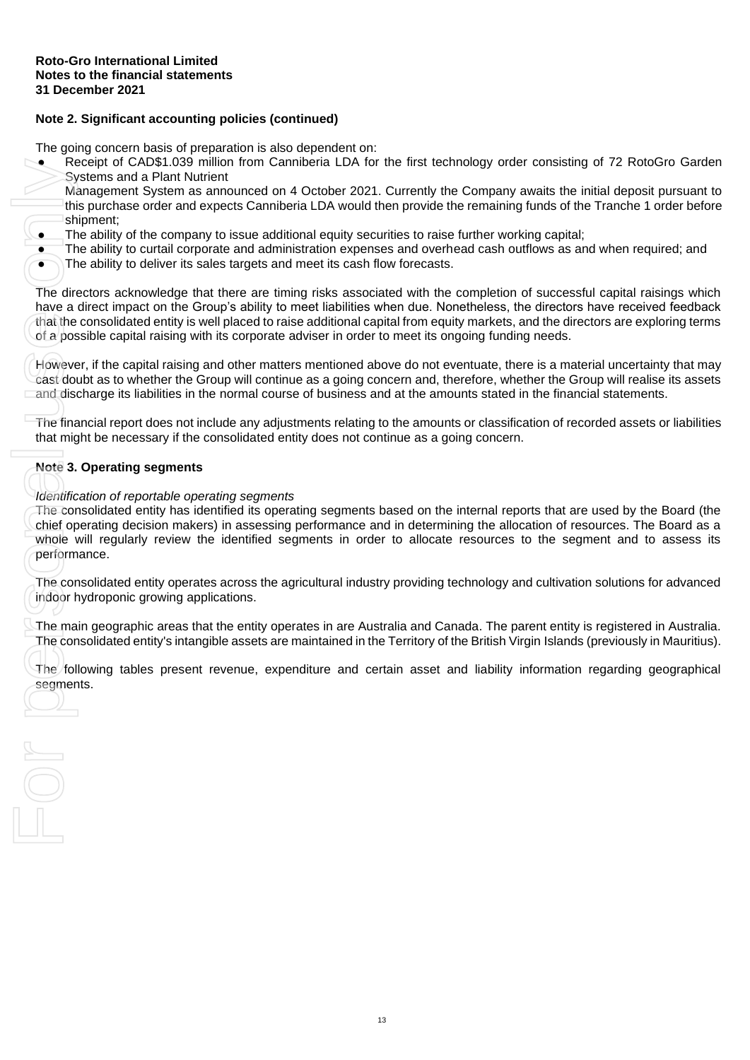Roto-Gro International Limited
Notes to the financial statements
31 December 2021

## Note 2. Significant accounting policies (continued)

The going concern basis of preparation is also dependent on:

- Receipt of CAD$1.039 million from Canniberia LDA for the first technology order consisting of 72 RotoGro Garden Systems and a Plant Nutrient Management System as announced on 4 October 2021. Currently the Company awaits the initial deposit pursuant to this purchase order and expects Canniberia LDA would then provide the remaining funds of the Tranche 1 order before shipment;
- The ability of the company to issue additional equity securities to raise further working capital;
- The ability to curtail corporate and administration expenses and overhead cash outflows as and when required; and
- The ability to deliver its sales targets and meet its cash flow forecasts.

The directors acknowledge that there are timing risks associated with the completion of successful capital raisings which have a direct impact on the Group's ability to meet liabilities when due. Nonetheless, the directors have received feedback that the consolidated entity is well placed to raise additional capital from equity markets, and the directors are exploring terms of a possible capital raising with its corporate adviser in order to meet its ongoing funding needs.

However, if the capital raising and other matters mentioned above do not eventuate, there is a material uncertainty that may cast doubt as to whether the Group will continue as a going concern and, therefore, whether the Group will realise its assets and discharge its liabilities in the normal course of business and at the amounts stated in the financial statements.

The financial report does not include any adjustments relating to the amounts or classification of recorded assets or liabilities that might be necessary if the consolidated entity does not continue as a going concern.

## Note 3. Operating segments

*Identification of reportable operating segments*

The consolidated entity has identified its operating segments based on the internal reports that are used by the Board (the chief operating decision makers) in assessing performance and in determining the allocation of resources. The Board as a whole will regularly review the identified segments in order to allocate resources to the segment and to assess its performance.

The consolidated entity operates across the agricultural industry providing technology and cultivation solutions for advanced indoor hydroponic growing applications.

The main geographic areas that the entity operates in are Australia and Canada. The parent entity is registered in Australia. The consolidated entity's intangible assets are maintained in the Territory of the British Virgin Islands (previously in Mauritius).

The following tables present revenue, expenditure and certain asset and liability information regarding geographical segments.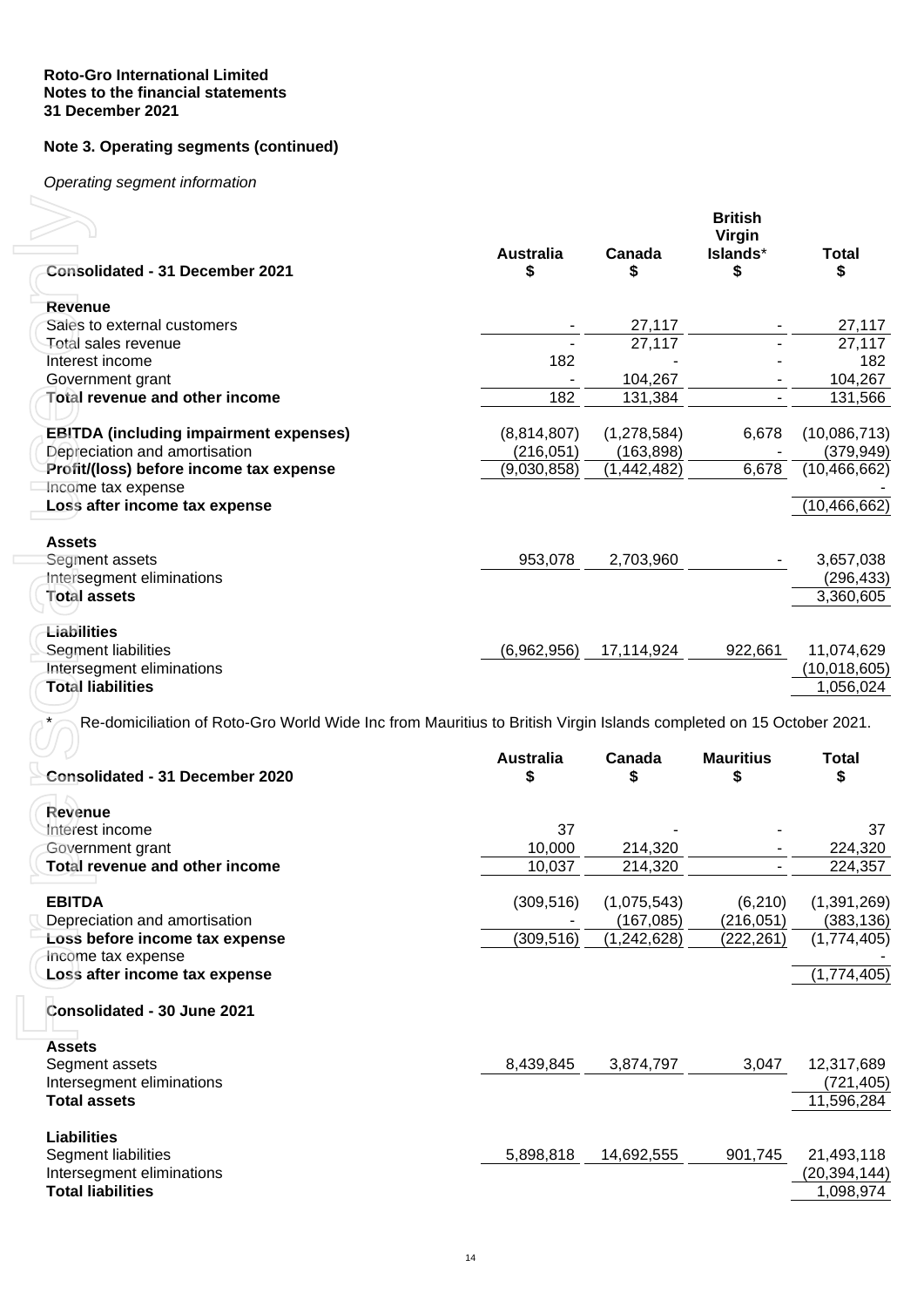**Roto-Gro International Limited**
**Notes to the financial statements**
**31 December 2021**

## Note 3. Operating segments (continued)

*Operating segment information*

| Consolidated - 31 December 2021 | Australia $ | Canada $ | British Virgin Islands* $ | Total $ |
|---|---|---|---|---|
| **Revenue** | | | | |
| Sales to external customers | - | 27,117 | - | 27,117 |
| Total sales revenue | - | 27,117 | - | 27,117 |
| Interest income | 182 | - | - | 182 |
| Government grant | - | 104,267 | - | 104,267 |
| **Total revenue and other income** | 182 | 131,384 | - | 131,566 |
| | | | | |
| **EBITDA (including impairment expenses)** | (8,814,807) | (1,278,584) | 6,678 | (10,086,713) |
| Depreciation and amortisation | (216,051) | (163,898) | - | (379,949) |
| **Profit/(loss) before income tax expense** | (9,030,858) | (1,442,482) | 6,678 | (10,466,662) |
| Income tax expense | | | | - |
| **Loss after income tax expense** | | | | (10,466,662) |
| | | | | |
| **Assets** | | | | |
| Segment assets | 953,078 | 2,703,960 | - | 3,657,038 |
| Intersegment eliminations | | | | (296,433) |
| **Total assets** | | | | 3,360,605 |
| | | | | |
| **Liabilities** | | | | |
| Segment liabilities | (6,962,956) | 17,114,924 | 922,661 | 11,074,629 |
| Intersegment eliminations | | | | (10,018,605) |
| **Total liabilities** | | | | 1,056,024 |

\* Re-domiciliation of Roto-Gro World Wide Inc from Mauritius to British Virgin Islands completed on 15 October 2021.

| Consolidated - 31 December 2020 | Australia $ | Canada $ | Mauritius $ | Total $ |
|---|---|---|---|---|
| **Revenue** | | | | |
| Interest income | 37 | - | - | 37 |
| Government grant | 10,000 | 214,320 | - | 224,320 |
| **Total revenue and other income** | 10,037 | 214,320 | - | 224,357 |
| | | | | |
| **EBITDA** | (309,516) | (1,075,543) | (6,210) | (1,391,269) |
| Depreciation and amortisation | - | (167,085) | (216,051) | (383,136) |
| **Loss before income tax expense** | (309,516) | (1,242,628) | (222,261) | (1,774,405) |
| Income tax expense | | | | - |
| **Loss after income tax expense** | | | | (1,774,405) |
| | | | | |
| **Consolidated - 30 June 2021** | | | | |
| | | | | |
| **Assets** | | | | |
| Segment assets | 8,439,845 | 3,874,797 | 3,047 | 12,317,689 |
| Intersegment eliminations | | | | (721,405) |
| **Total assets** | | | | 11,596,284 |
| | | | | |
| **Liabilities** | | | | |
| Segment liabilities | 5,898,818 | 14,692,555 | 901,745 | 21,493,118 |
| Intersegment eliminations | | | | (20,394,144) |
| **Total liabilities** | | | | 1,098,974 |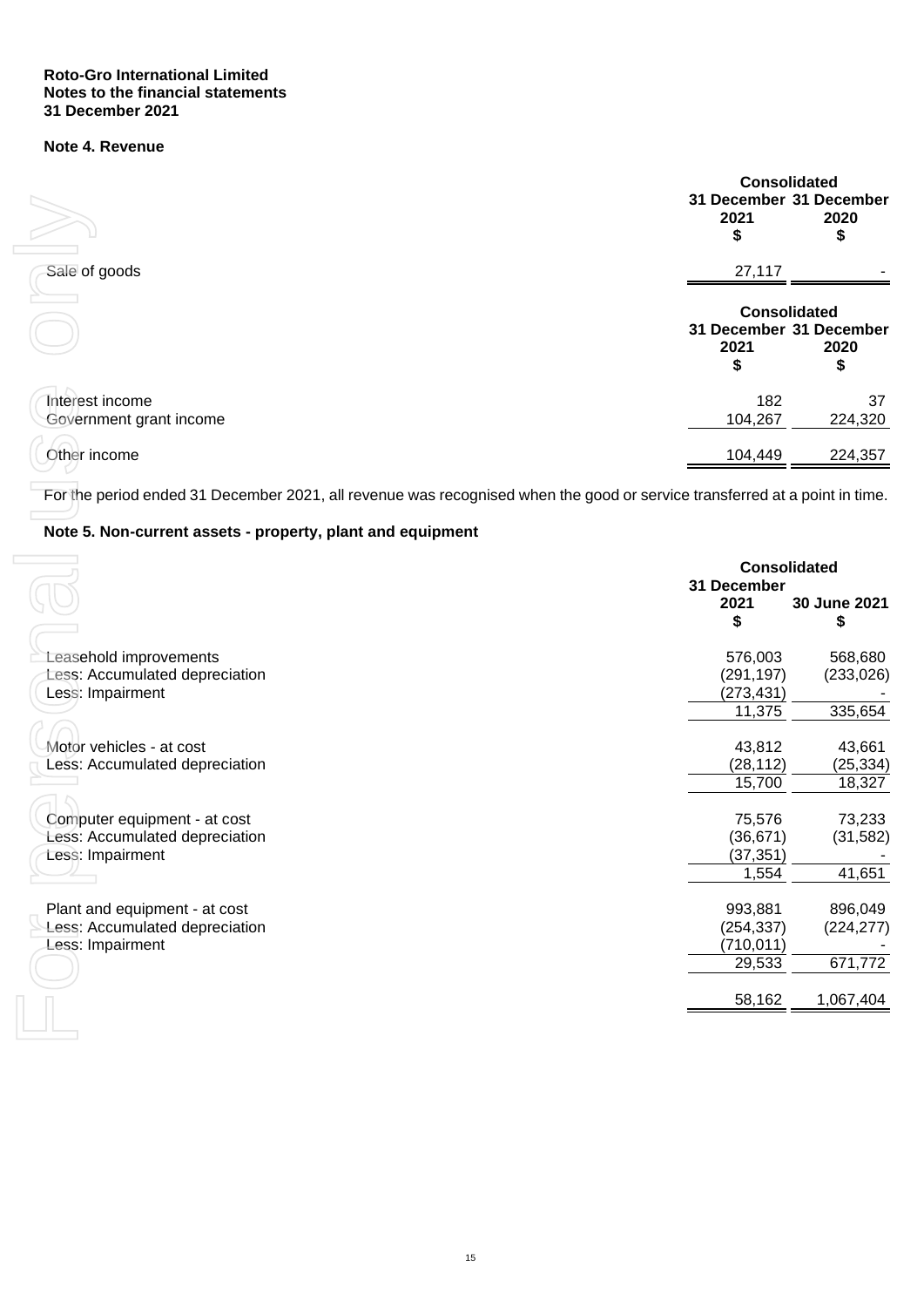**Roto-Gro International Limited**
**Notes to the financial statements**
**31 December 2021**

### Note 4. Revenue

| | Consolidated | |
|---|---|---|
| | 31 December 2021 $ | 31 December 2020 $ |
| Sale of goods | 27,117 | - |

| | Consolidated | |
|---|---|---|
| | 31 December 2021 $ | 31 December 2020 $ |
| Interest income | 182 | 37 |
| Government grant income | 104,267 | 224,320 |
| Other income | 104,449 | 224,357 |

For the period ended 31 December 2021, all revenue was recognised when the good or service transferred at a point in time.

### Note 5. Non-current assets - property, plant and equipment

| | Consolidated | |
|---|---|---|
| | 31 December 2021 $ | 30 June 2021 $ |
| Leasehold improvements | 576,003 | 568,680 |
| Less: Accumulated depreciation | (291,197) | (233,026) |
| Less: Impairment | (273,431) | - |
| | 11,375 | 335,654 |
| Motor vehicles - at cost | 43,812 | 43,661 |
| Less: Accumulated depreciation | (28,112) | (25,334) |
| | 15,700 | 18,327 |
| Computer equipment - at cost | 75,576 | 73,233 |
| Less: Accumulated depreciation | (36,671) | (31,582) |
| Less: Impairment | (37,351) | - |
| | 1,554 | 41,651 |
| Plant and equipment - at cost | 993,881 | 896,049 |
| Less: Accumulated depreciation | (254,337) | (224,277) |
| Less: Impairment | (710,011) | - |
| | 29,533 | 671,772 |
| | 58,162 | 1,067,404 |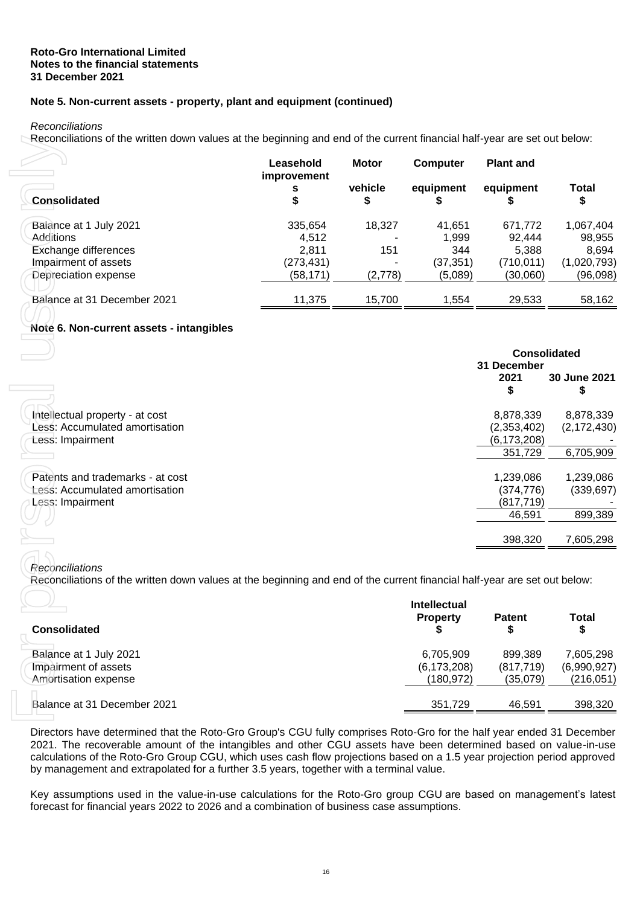**Roto-Gro International Limited**
**Notes to the financial statements**
**31 December 2021**

## Note 5. Non-current assets - property, plant and equipment (continued)

*Reconciliations*

Reconciliations of the written down values at the beginning and end of the current financial half-year are set out below:

| Consolidated | Leasehold improvements $ | Motor vehicle $ | Computer equipment $ | Plant and equipment $ | Total $ |
|---|---|---|---|---|---|
| Balance at 1 July 2021 | 335,654 | 18,327 | 41,651 | 671,772 | 1,067,404 |
| Additions | 4,512 | - | 1,999 | 92,444 | 98,955 |
| Exchange differences | 2,811 | 151 | 344 | 5,388 | 8,694 |
| Impairment of assets | (273,431) | - | (37,351) | (710,011) | (1,020,793) |
| Depreciation expense | (58,171) | (2,778) | (5,089) | (30,060) | (96,098) |
| Balance at 31 December 2021 | 11,375 | 15,700 | 1,554 | 29,533 | 58,162 |

## Note 6. Non-current assets - intangibles

| | Consolidated | |
|---|---|---|
| | 31 December 2021 $ | 30 June 2021 $ |
| Intellectual property - at cost | 8,878,339 | 8,878,339 |
| Less: Accumulated amortisation | (2,353,402) | (2,172,430) |
| Less: Impairment | (6,173,208) | - |
| | 351,729 | 6,705,909 |
| Patents and trademarks - at cost | 1,239,086 | 1,239,086 |
| Less: Accumulated amortisation | (374,776) | (339,697) |
| Less: Impairment | (817,719) | - |
| | 46,591 | 899,389 |
| | 398,320 | 7,605,298 |

*Reconciliations*

Reconciliations of the written down values at the beginning and end of the current financial half-year are set out below:

| Consolidated | Intellectual Property $ | Patent $ | Total $ |
|---|---|---|---|
| Balance at 1 July 2021 | 6,705,909 | 899,389 | 7,605,298 |
| Impairment of assets | (6,173,208) | (817,719) | (6,990,927) |
| Amortisation expense | (180,972) | (35,079) | (216,051) |
| Balance at 31 December 2021 | 351,729 | 46,591 | 398,320 |

Directors have determined that the Roto-Gro Group's CGU fully comprises Roto-Gro for the half year ended 31 December 2021. The recoverable amount of the intangibles and other CGU assets have been determined based on value-in-use calculations of the Roto-Gro Group CGU, which uses cash flow projections based on a 1.5 year projection period approved by management and extrapolated for a further 3.5 years, together with a terminal value.

Key assumptions used in the value-in-use calculations for the Roto-Gro group CGU are based on management's latest forecast for financial years 2022 to 2026 and a combination of business case assumptions.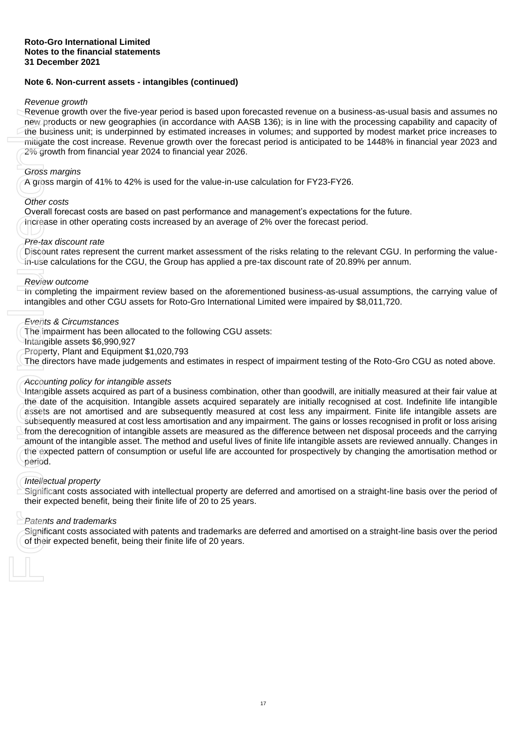**Roto-Gro International Limited**
**Notes to the financial statements**
**31 December 2021**

## Note 6. Non-current assets - intangibles (continued)

*Revenue growth*

Revenue growth over the five-year period is based upon forecasted revenue on a business-as-usual basis and assumes no new products or new geographies (in accordance with AASB 136); is in line with the processing capability and capacity of the business unit; is underpinned by estimated increases in volumes; and supported by modest market price increases to mitigate the cost increase. Revenue growth over the forecast period is anticipated to be 1448% in financial year 2023 and 2% growth from financial year 2024 to financial year 2026.

*Gross margins*

A gross margin of 41% to 42% is used for the value-in-use calculation for FY23-FY26.

*Other costs*

Overall forecast costs are based on past performance and management's expectations for the future. Increase in other operating costs increased by an average of 2% over the forecast period.

*Pre-tax discount rate*

Discount rates represent the current market assessment of the risks relating to the relevant CGU. In performing the value-in-use calculations for the CGU, the Group has applied a pre-tax discount rate of 20.89% per annum.

*Review outcome*

In completing the impairment review based on the aforementioned business-as-usual assumptions, the carrying value of intangibles and other CGU assets for Roto-Gro International Limited were impaired by $8,011,720.

*Events & Circumstances*

The impairment has been allocated to the following CGU assets:
Intangible assets $6,990,927
Property, Plant and Equipment $1,020,793
The directors have made judgements and estimates in respect of impairment testing of the Roto-Gro CGU as noted above.

*Accounting policy for intangible assets*

Intangible assets acquired as part of a business combination, other than goodwill, are initially measured at their fair value at the date of the acquisition. Intangible assets acquired separately are initially recognised at cost. Indefinite life intangible assets are not amortised and are subsequently measured at cost less any impairment. Finite life intangible assets are subsequently measured at cost less amortisation and any impairment. The gains or losses recognised in profit or loss arising from the derecognition of intangible assets are measured as the difference between net disposal proceeds and the carrying amount of the intangible asset. The method and useful lives of finite life intangible assets are reviewed annually. Changes in the expected pattern of consumption or useful life are accounted for prospectively by changing the amortisation method or period.

*Intellectual property*

Significant costs associated with intellectual property are deferred and amortised on a straight-line basis over the period of their expected benefit, being their finite life of 20 to 25 years.

*Patents and trademarks*

Significant costs associated with patents and trademarks are deferred and amortised on a straight-line basis over the period of their expected benefit, being their finite life of 20 years.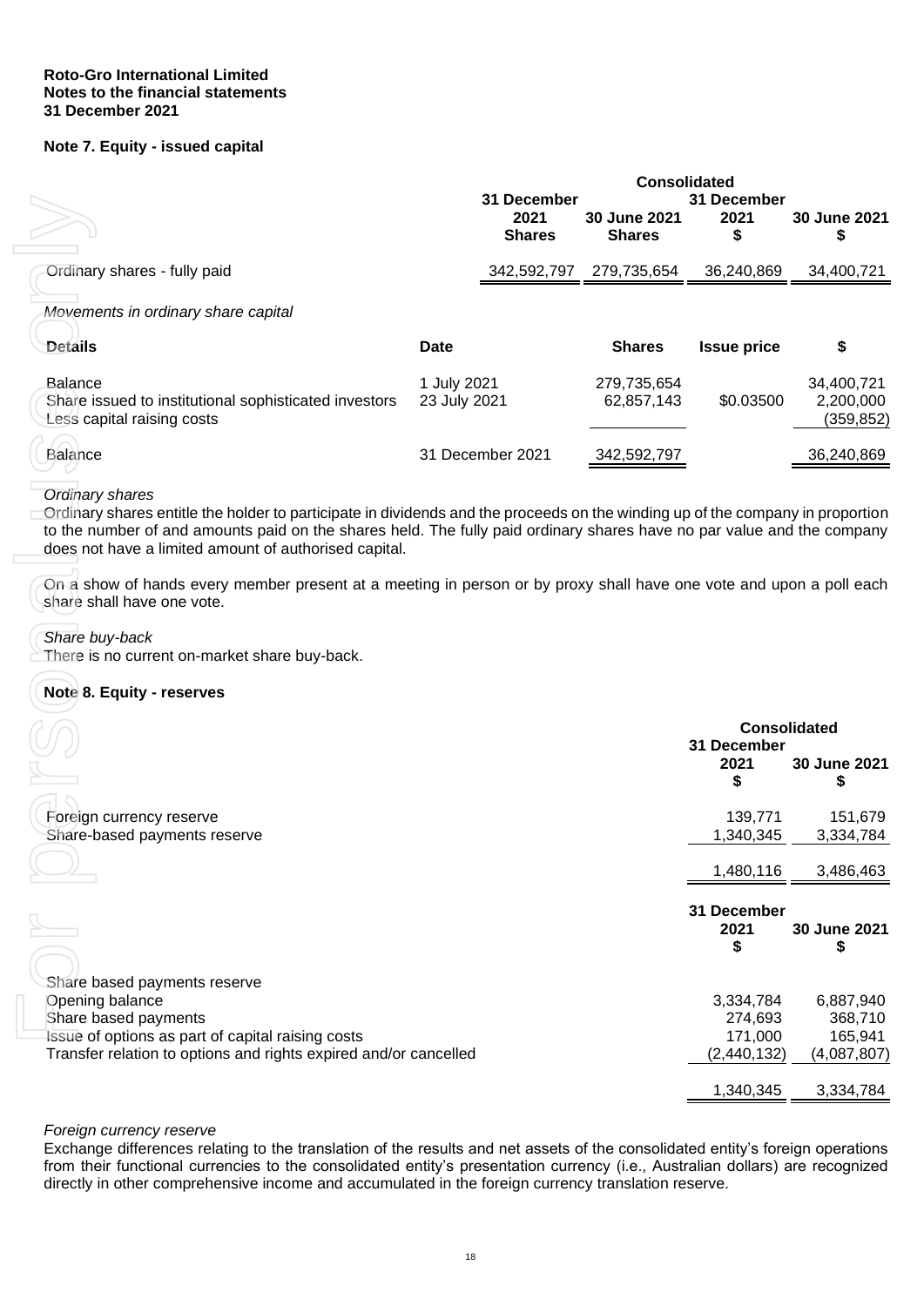**Roto-Gro International Limited**
**Notes to the financial statements**
**31 December 2021**

## Note 7. Equity - issued capital

| | Consolidated | | | |
|---|---|---|---|---|
| | 31 December 2021 Shares | 30 June 2021 Shares | 31 December 2021 $ | 30 June 2021 $ |
| Ordinary shares - fully paid | 342,592,797 | 279,735,654 | 36,240,869 | 34,400,721 |

*Movements in ordinary share capital*

| Details | Date | Shares | Issue price | $ |
|---|---|---|---|---|
| Balance | 1 July 2021 | 279,735,654 | | 34,400,721 |
| Share issued to institutional sophisticated investors | 23 July 2021 | 62,857,143 | $0.03500 | 2,200,000 |
| Less capital raising costs | | | | (359,852) |
| Balance | 31 December 2021 | 342,592,797 | | 36,240,869 |

*Ordinary shares*
Ordinary shares entitle the holder to participate in dividends and the proceeds on the winding up of the company in proportion to the number of and amounts paid on the shares held. The fully paid ordinary shares have no par value and the company does not have a limited amount of authorised capital.

On a show of hands every member present at a meeting in person or by proxy shall have one vote and upon a poll each share shall have one vote.

*Share buy-back*
There is no current on-market share buy-back.

## Note 8. Equity - reserves

| | Consolidated | |
|---|---|---|
| | 31 December 2021 $ | 30 June 2021 $ |
| Foreign currency reserve | 139,771 | 151,679 |
| Share-based payments reserve | 1,340,345 | 3,334,784 |
| | 1,480,116 | 3,486,463 |

| | 31 December 2021 $ | 30 June 2021 $ |
|---|---|---|
| Share based payments reserve | | |
| Opening balance | 3,334,784 | 6,887,940 |
| Share based payments | 274,693 | 368,710 |
| Issue of options as part of capital raising costs | 171,000 | 165,941 |
| Transfer relation to options and rights expired and/or cancelled | (2,440,132) | (4,087,807) |
| | 1,340,345 | 3,334,784 |

*Foreign currency reserve*
Exchange differences relating to the translation of the results and net assets of the consolidated entity's foreign operations from their functional currencies to the consolidated entity's presentation currency (i.e., Australian dollars) are recognized directly in other comprehensive income and accumulated in the foreign currency translation reserve.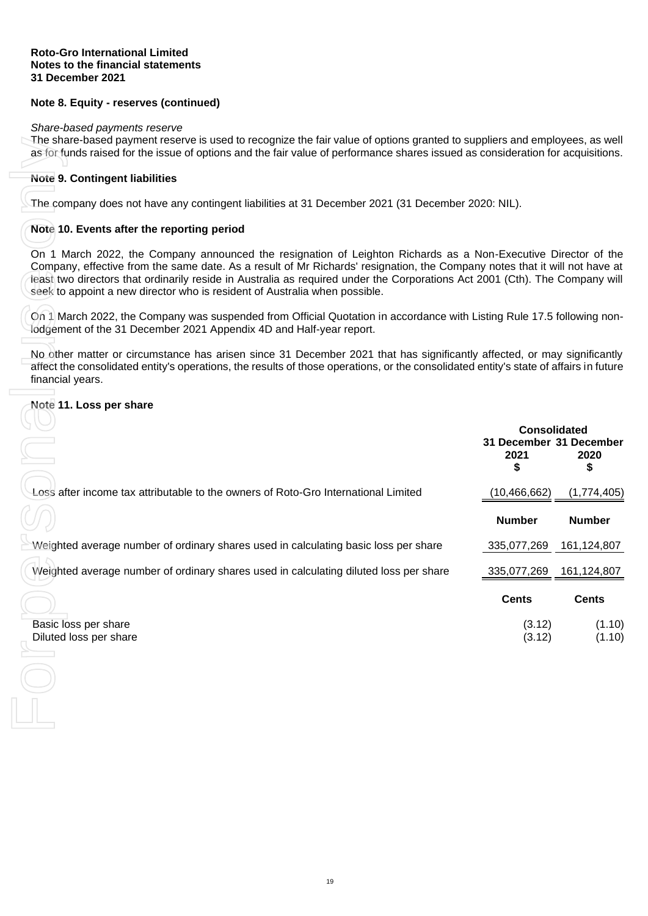**Roto-Gro International Limited**
**Notes to the financial statements**
**31 December 2021**

## Note 8. Equity - reserves (continued)

*Share-based payments reserve*

The share-based payment reserve is used to recognize the fair value of options granted to suppliers and employees, as well as for funds raised for the issue of options and the fair value of performance shares issued as consideration for acquisitions.

## Note 9. Contingent liabilities

The company does not have any contingent liabilities at 31 December 2021 (31 December 2020: NIL).

## Note 10. Events after the reporting period

On 1 March 2022, the Company announced the resignation of Leighton Richards as a Non-Executive Director of the Company, effective from the same date. As a result of Mr Richards' resignation, the Company notes that it will not have at least two directors that ordinarily reside in Australia as required under the Corporations Act 2001 (Cth). The Company will seek to appoint a new director who is resident of Australia when possible.

On 1 March 2022, the Company was suspended from Official Quotation in accordance with Listing Rule 17.5 following non-lodgement of the 31 December 2021 Appendix 4D and Half-year report.

No other matter or circumstance has arisen since 31 December 2021 that has significantly affected, or may significantly affect the consolidated entity's operations, the results of those operations, or the consolidated entity's state of affairs in future financial years.

## Note 11. Loss per share

| | Consolidated | |
|---|---|---|
| | 31 December 2021 $ | 31 December 2020 $ |
| Loss after income tax attributable to the owners of Roto-Gro International Limited | (10,466,662) | (1,774,405) |
| | **Number** | **Number** |
| Weighted average number of ordinary shares used in calculating basic loss per share | 335,077,269 | 161,124,807 |
| Weighted average number of ordinary shares used in calculating diluted loss per share | 335,077,269 | 161,124,807 |
| | **Cents** | **Cents** |
| Basic loss per share | (3.12) | (1.10) |
| Diluted loss per share | (3.12) | (1.10) |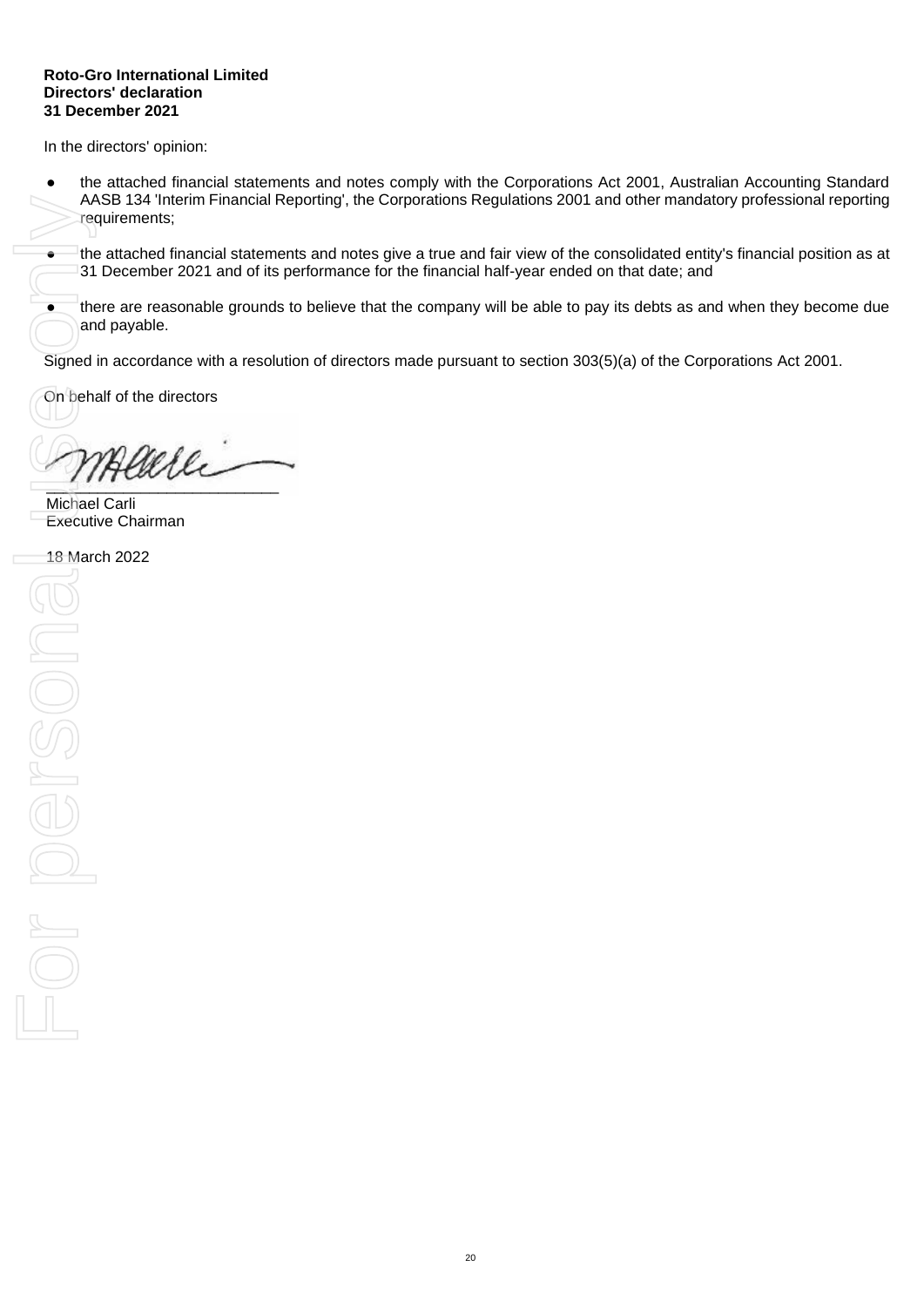**Roto-Gro International Limited**
**Directors' declaration**
**31 December 2021**

In the directors' opinion:

- the attached financial statements and notes comply with the Corporations Act 2001, Australian Accounting Standard AASB 134 'Interim Financial Reporting', the Corporations Regulations 2001 and other mandatory professional reporting requirements;

- the attached financial statements and notes give a true and fair view of the consolidated entity's financial position as at 31 December 2021 and of its performance for the financial half-year ended on that date; and

- there are reasonable grounds to believe that the company will be able to pay its debts as and when they become due and payable.

Signed in accordance with a resolution of directors made pursuant to section 303(5)(a) of the Corporations Act 2001.

On behalf of the directors

___________________________
Michael Carli
Executive Chairman

18 March 2022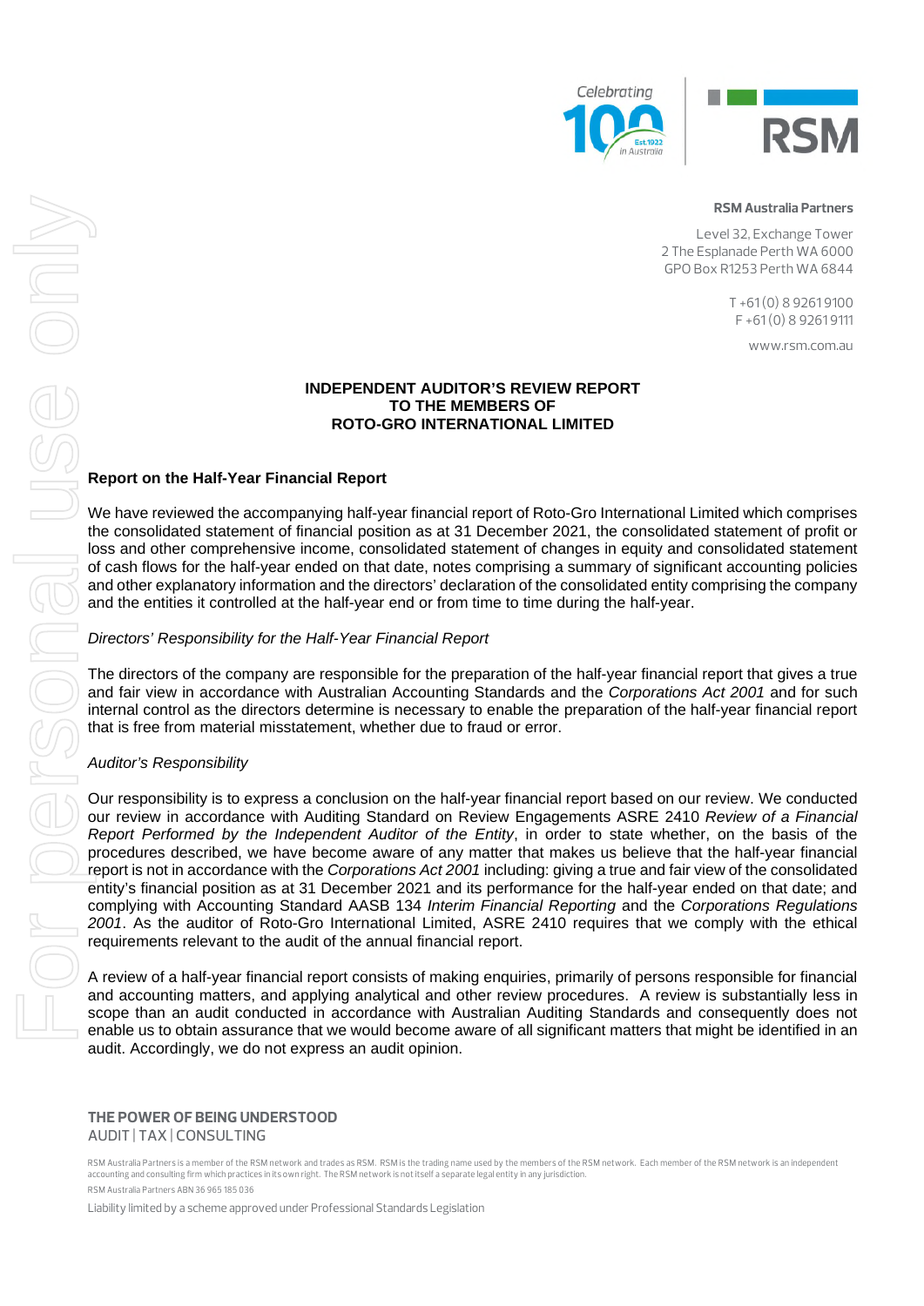**RSM Australia Partners**

Level 32, Exchange Tower
2 The Esplanade Perth WA 6000
GPO Box R1253 Perth WA 6844

T +61 (0) 8 9261 9100
F +61 (0) 8 9261 9111

www.rsm.com.au

# INDEPENDENT AUDITOR'S REVIEW REPORT TO THE MEMBERS OF ROTO-GRO INTERNATIONAL LIMITED

## Report on the Half-Year Financial Report

We have reviewed the accompanying half-year financial report of Roto-Gro International Limited which comprises the consolidated statement of financial position as at 31 December 2021, the consolidated statement of profit or loss and other comprehensive income, consolidated statement of changes in equity and consolidated statement of cash flows for the half-year ended on that date, notes comprising a summary of significant accounting policies and other explanatory information and the directors' declaration of the consolidated entity comprising the company and the entities it controlled at the half-year end or from time to time during the half-year.

*Directors' Responsibility for the Half-Year Financial Report*

The directors of the company are responsible for the preparation of the half-year financial report that gives a true and fair view in accordance with Australian Accounting Standards and the *Corporations Act 2001* and for such internal control as the directors determine is necessary to enable the preparation of the half-year financial report that is free from material misstatement, whether due to fraud or error.

*Auditor's Responsibility*

Our responsibility is to express a conclusion on the half-year financial report based on our review. We conducted our review in accordance with Auditing Standard on Review Engagements ASRE 2410 *Review of a Financial Report Performed by the Independent Auditor of the Entity*, in order to state whether, on the basis of the procedures described, we have become aware of any matter that makes us believe that the half-year financial report is not in accordance with the *Corporations Act 2001* including: giving a true and fair view of the consolidated entity's financial position as at 31 December 2021 and its performance for the half-year ended on that date; and complying with Accounting Standard AASB 134 *Interim Financial Reporting* and the *Corporations Regulations 2001*. As the auditor of Roto-Gro International Limited, ASRE 2410 requires that we comply with the ethical requirements relevant to the audit of the annual financial report.

A review of a half-year financial report consists of making enquiries, primarily of persons responsible for financial and accounting matters, and applying analytical and other review procedures. A review is substantially less in scope than an audit conducted in accordance with Australian Auditing Standards and consequently does not enable us to obtain assurance that we would become aware of all significant matters that might be identified in an audit. Accordingly, we do not express an audit opinion.

**THE POWER OF BEING UNDERSTOOD**
AUDIT | TAX | CONSULTING

RSM Australia Partners is a member of the RSM network and trades as RSM. RSM is the trading name used by the members of the RSM network. Each member of the RSM network is an independent accounting and consulting firm which practices in its own right. The RSM network is not itself a separate legal entity in any jurisdiction.

RSM Australia Partners ABN 36 965 185 036

Liability limited by a scheme approved under Professional Standards Legislation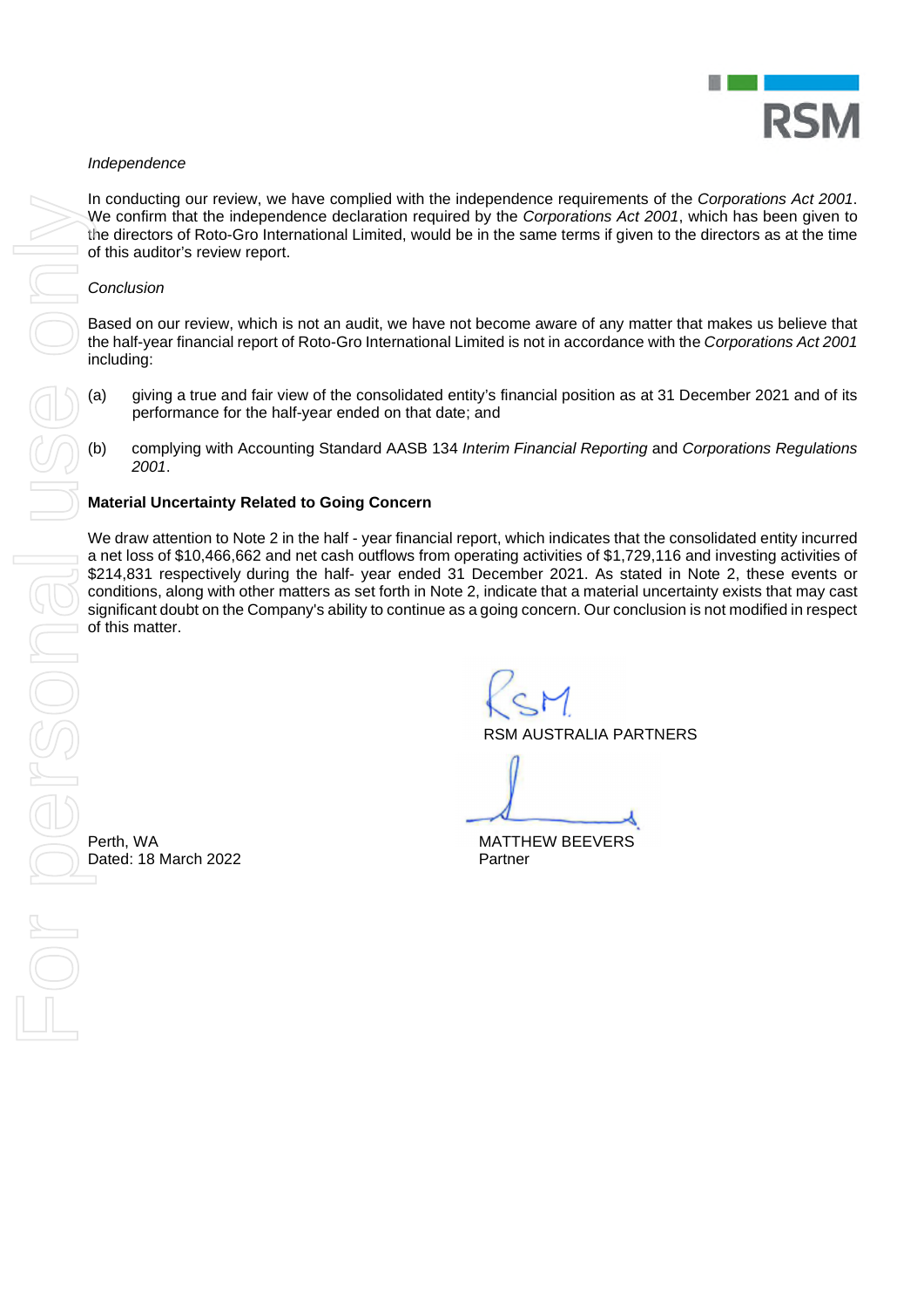*Independence*

In conducting our review, we have complied with the independence requirements of the *Corporations Act 2001*. We confirm that the independence declaration required by the *Corporations Act 2001*, which has been given to the directors of Roto-Gro International Limited, would be in the same terms if given to the directors as at the time of this auditor's review report.

*Conclusion*

Based on our review, which is not an audit, we have not become aware of any matter that makes us believe that the half-year financial report of Roto-Gro International Limited is not in accordance with the *Corporations Act 2001* including:

(a) giving a true and fair view of the consolidated entity's financial position as at 31 December 2021 and of its performance for the half-year ended on that date; and

(b) complying with Accounting Standard AASB 134 *Interim Financial Reporting* and *Corporations Regulations 2001*.

**Material Uncertainty Related to Going Concern**

We draw attention to Note 2 in the half - year financial report, which indicates that the consolidated entity incurred a net loss of $10,466,662 and net cash outflows from operating activities of $1,729,116 and investing activities of $214,831 respectively during the half- year ended 31 December 2021. As stated in Note 2, these events or conditions, along with other matters as set forth in Note 2, indicate that a material uncertainty exists that may cast significant doubt on the Company's ability to continue as a going concern. Our conclusion is not modified in respect of this matter.

RSM AUSTRALIA PARTNERS

MATTHEW BEEVERS
Partner

Perth, WA
Dated: 18 March 2022